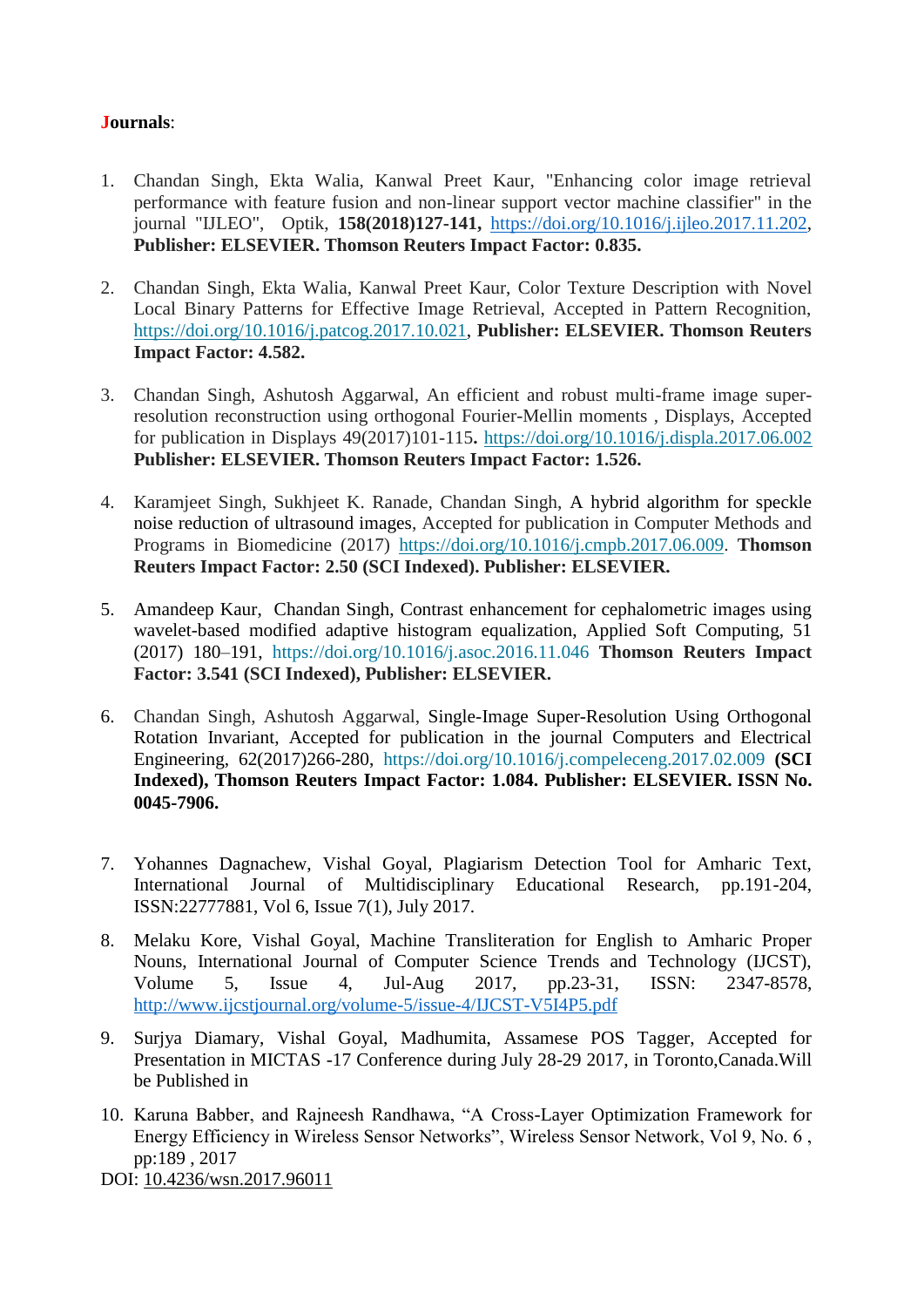**Journals**:

1. Chandan Singh, Ekta Walia, Kanwal Preet Kaur, "Enhancing color image retrieval performance with feature fusion and non-linear support vector machine classifier" in the journal "IJLEO", Optik, **158(2018)127-141,** https://doi.org/10.1016/j.ijleo.2017.11.202, **Publisher: ELSEVIER. Thomson Reuters Impact Factor: 0.835.**

2. Chandan Singh, Ekta Walia, Kanwal Preet Kaur, Color Texture Description with Novel Local Binary Patterns for Effective Image Retrieval, Accepted in Pattern Recognition, https://doi.org/10.1016/j.patcog.2017.10.021, **Publisher: ELSEVIER. Thomson Reuters Impact Factor: 4.582.**

3. Chandan Singh, Ashutosh Aggarwal, An efficient and robust multi-frame image super-resolution reconstruction using orthogonal Fourier-Mellin moments , Displays, Accepted for publication in Displays 49(2017)101-115**.** https://doi.org/10.1016/j.displa.2017.06.002 **Publisher: ELSEVIER. Thomson Reuters Impact Factor: 1.526.**

4. Karamjeet Singh, Sukhjeet K. Ranade, Chandan Singh, A hybrid algorithm for speckle noise reduction of ultrasound images, Accepted for publication in Computer Methods and Programs in Biomedicine (2017) https://doi.org/10.1016/j.cmpb.2017.06.009. **Thomson Reuters Impact Factor: 2.50 (SCI Indexed). Publisher: ELSEVIER.**

5. Amandeep Kaur, Chandan Singh, Contrast enhancement for cephalometric images using wavelet-based modified adaptive histogram equalization, Applied Soft Computing, 51 (2017) 180–191, https://doi.org/10.1016/j.asoc.2016.11.046 **Thomson Reuters Impact Factor: 3.541 (SCI Indexed), Publisher: ELSEVIER.**

6. Chandan Singh, Ashutosh Aggarwal, Single-Image Super-Resolution Using Orthogonal Rotation Invariant, Accepted for publication in the journal Computers and Electrical Engineering, 62(2017)266-280, https://doi.org/10.1016/j.compeleceng.2017.02.009 **(SCI Indexed), Thomson Reuters Impact Factor: 1.084. Publisher: ELSEVIER. ISSN No. 0045-7906.**

7. Yohannes Dagnachew, Vishal Goyal, Plagiarism Detection Tool for Amharic Text, International Journal of Multidisciplinary Educational Research, pp.191-204, ISSN:22777881, Vol 6, Issue 7(1), July 2017.

8. Melaku Kore, Vishal Goyal, Machine Transliteration for English to Amharic Proper Nouns, International Journal of Computer Science Trends and Technology (IJCST), Volume 5, Issue 4, Jul-Aug 2017, pp.23-31, ISSN: 2347-8578, http://www.ijcstjournal.org/volume-5/issue-4/IJCST-V5I4P5.pdf

9. Surjya Diamary, Vishal Goyal, Madhumita, Assamese POS Tagger, Accepted for Presentation in MICTAS -17 Conference during July 28-29 2017, in Toronto,Canada.Will be Published in

10. Karuna Babber, and Rajneesh Randhawa, "A Cross-Layer Optimization Framework for Energy Efficiency in Wireless Sensor Networks", Wireless Sensor Network, Vol 9, No. 6 , pp:189 , 2017
DOI: 10.4236/wsn.2017.96011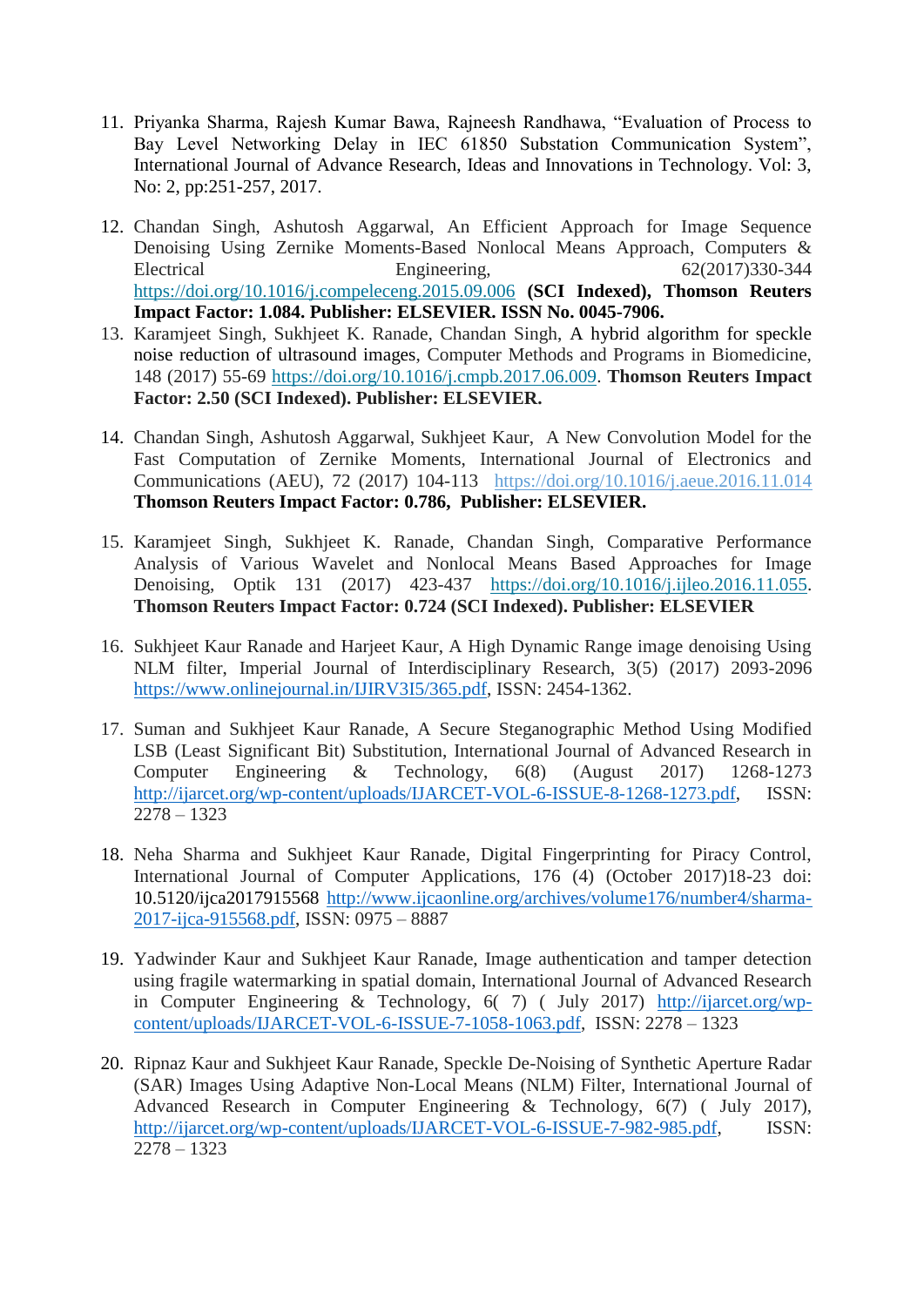11. Priyanka Sharma, Rajesh Kumar Bawa, Rajneesh Randhawa, "Evaluation of Process to Bay Level Networking Delay in IEC 61850 Substation Communication System", International Journal of Advance Research, Ideas and Innovations in Technology. Vol: 3, No: 2, pp:251-257, 2017.

12. Chandan Singh, Ashutosh Aggarwal, An Efficient Approach for Image Sequence Denoising Using Zernike Moments-Based Nonlocal Means Approach, Computers & Electrical Engineering, 62(2017)330-344 https://doi.org/10.1016/j.compeleceng.2015.09.006 **(SCI Indexed), Thomson Reuters Impact Factor: 1.084. Publisher: ELSEVIER. ISSN No. 0045-7906.**

13. Karamjeet Singh, Sukhjeet K. Ranade, Chandan Singh, A hybrid algorithm for speckle noise reduction of ultrasound images, Computer Methods and Programs in Biomedicine, 148 (2017) 55-69 https://doi.org/10.1016/j.cmpb.2017.06.009. **Thomson Reuters Impact Factor: 2.50 (SCI Indexed). Publisher: ELSEVIER.**

14. Chandan Singh, Ashutosh Aggarwal, Sukhjeet Kaur, A New Convolution Model for the Fast Computation of Zernike Moments, International Journal of Electronics and Communications (AEU), 72 (2017) 104-113 https://doi.org/10.1016/j.aeue.2016.11.014 **Thomson Reuters Impact Factor: 0.786, Publisher: ELSEVIER.**

15. Karamjeet Singh, Sukhjeet K. Ranade, Chandan Singh, Comparative Performance Analysis of Various Wavelet and Nonlocal Means Based Approaches for Image Denoising, Optik 131 (2017) 423-437 https://doi.org/10.1016/j.ijleo.2016.11.055. **Thomson Reuters Impact Factor: 0.724 (SCI Indexed). Publisher: ELSEVIER**

16. Sukhjeet Kaur Ranade and Harjeet Kaur, A High Dynamic Range image denoising Using NLM filter, Imperial Journal of Interdisciplinary Research, 3(5) (2017) 2093-2096 https://www.onlinejournal.in/IJIRV3I5/365.pdf, ISSN: 2454-1362.

17. Suman and Sukhjeet Kaur Ranade, A Secure Steganographic Method Using Modified LSB (Least Significant Bit) Substitution, International Journal of Advanced Research in Computer Engineering & Technology, 6(8) (August 2017) 1268-1273 http://ijarcet.org/wp-content/uploads/IJARCET-VOL-6-ISSUE-8-1268-1273.pdf, ISSN: 2278 – 1323

18. Neha Sharma and Sukhjeet Kaur Ranade, Digital Fingerprinting for Piracy Control, International Journal of Computer Applications, 176 (4) (October 2017)18-23 doi: 10.5120/ijca2017915568 http://www.ijcaonline.org/archives/volume176/number4/sharma-2017-ijca-915568.pdf, ISSN: 0975 – 8887

19. Yadwinder Kaur and Sukhjeet Kaur Ranade, Image authentication and tamper detection using fragile watermarking in spatial domain, International Journal of Advanced Research in Computer Engineering & Technology, 6( 7) ( July 2017) http://ijarcet.org/wp-content/uploads/IJARCET-VOL-6-ISSUE-7-1058-1063.pdf, ISSN: 2278 – 1323

20. Ripnaz Kaur and Sukhjeet Kaur Ranade, Speckle De-Noising of Synthetic Aperture Radar (SAR) Images Using Adaptive Non-Local Means (NLM) Filter, International Journal of Advanced Research in Computer Engineering & Technology, 6(7) ( July 2017), http://ijarcet.org/wp-content/uploads/IJARCET-VOL-6-ISSUE-7-982-985.pdf, ISSN: 2278 – 1323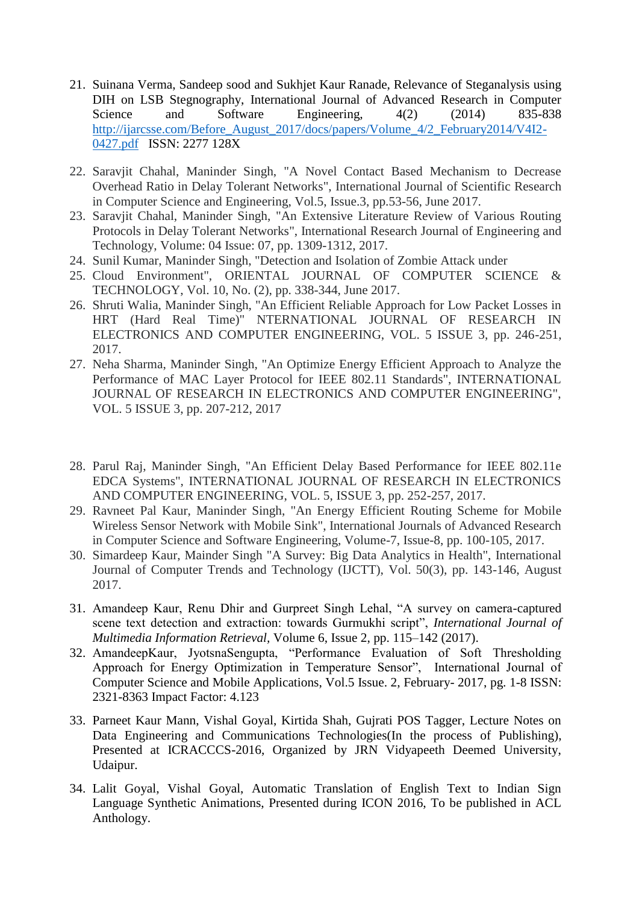21. Suinana Verma, Sandeep sood and Sukhjet Kaur Ranade, Relevance of Steganalysis using DIH on LSB Stegnography, International Journal of Advanced Research in Computer Science and Software Engineering, 4(2) (2014) 835-838 [http://ijarcsse.com/Before_August_2017/docs/papers/Volume_4/2_February2014/V4I2-0427.pdf](http://ijarcsse.com/Before_August_2017/docs/papers/Volume_4/2_February2014/V4I2-0427.pdf) ISSN: 2277 128X

22. Saravjit Chahal, Maninder Singh, "A Novel Contact Based Mechanism to Decrease Overhead Ratio in Delay Tolerant Networks", International Journal of Scientific Research in Computer Science and Engineering, Vol.5, Issue.3, pp.53-56, June 2017.
23. Saravjit Chahal, Maninder Singh, "An Extensive Literature Review of Various Routing Protocols in Delay Tolerant Networks", International Research Journal of Engineering and Technology, Volume: 04 Issue: 07, pp. 1309-1312, 2017.
24. Sunil Kumar, Maninder Singh, "Detection and Isolation of Zombie Attack under
25. Cloud Environment", ORIENTAL JOURNAL OF COMPUTER SCIENCE & TECHNOLOGY, Vol. 10, No. (2), pp. 338-344, June 2017.
26. Shruti Walia, Maninder Singh, "An Efficient Reliable Approach for Low Packet Losses in HRT (Hard Real Time)" NTERNATIONAL JOURNAL OF RESEARCH IN ELECTRONICS AND COMPUTER ENGINEERING, VOL. 5 ISSUE 3, pp. 246-251, 2017.
27. Neha Sharma, Maninder Singh, "An Optimize Energy Efficient Approach to Analyze the Performance of MAC Layer Protocol for IEEE 802.11 Standards", INTERNATIONAL JOURNAL OF RESEARCH IN ELECTRONICS AND COMPUTER ENGINEERING", VOL. 5 ISSUE 3, pp. 207-212, 2017

28. Parul Raj, Maninder Singh, "An Efficient Delay Based Performance for IEEE 802.11e EDCA Systems", INTERNATIONAL JOURNAL OF RESEARCH IN ELECTRONICS AND COMPUTER ENGINEERING, VOL. 5, ISSUE 3, pp. 252-257, 2017.
29. Ravneet Pal Kaur, Maninder Singh, "An Energy Efficient Routing Scheme for Mobile Wireless Sensor Network with Mobile Sink", International Journals of Advanced Research in Computer Science and Software Engineering, Volume-7, Issue-8, pp. 100-105, 2017.
30. Simardeep Kaur, Mainder Singh "A Survey: Big Data Analytics in Health", International Journal of Computer Trends and Technology (IJCTT), Vol. 50(3), pp. 143-146, August 2017.

31. Amandeep Kaur, Renu Dhir and Gurpreet Singh Lehal, "A survey on camera-captured scene text detection and extraction: towards Gurmukhi script", *International Journal of Multimedia Information Retrieval*, Volume 6, Issue 2, pp. 115–142 (2017).
32. AmandeepKaur, JyotsnaSengupta, "Performance Evaluation of Soft Thresholding Approach for Energy Optimization in Temperature Sensor", International Journal of Computer Science and Mobile Applications, Vol.5 Issue. 2, February- 2017, pg. 1-8 ISSN: 2321-8363 Impact Factor: 4.123

33. Parneet Kaur Mann, Vishal Goyal, Kirtida Shah, Gujrati POS Tagger, Lecture Notes on Data Engineering and Communications Technologies(In the process of Publishing), Presented at ICRACCCS-2016, Organized by JRN Vidyapeeth Deemed University, Udaipur.

34. Lalit Goyal, Vishal Goyal, Automatic Translation of English Text to Indian Sign Language Synthetic Animations, Presented during ICON 2016, To be published in ACL Anthology.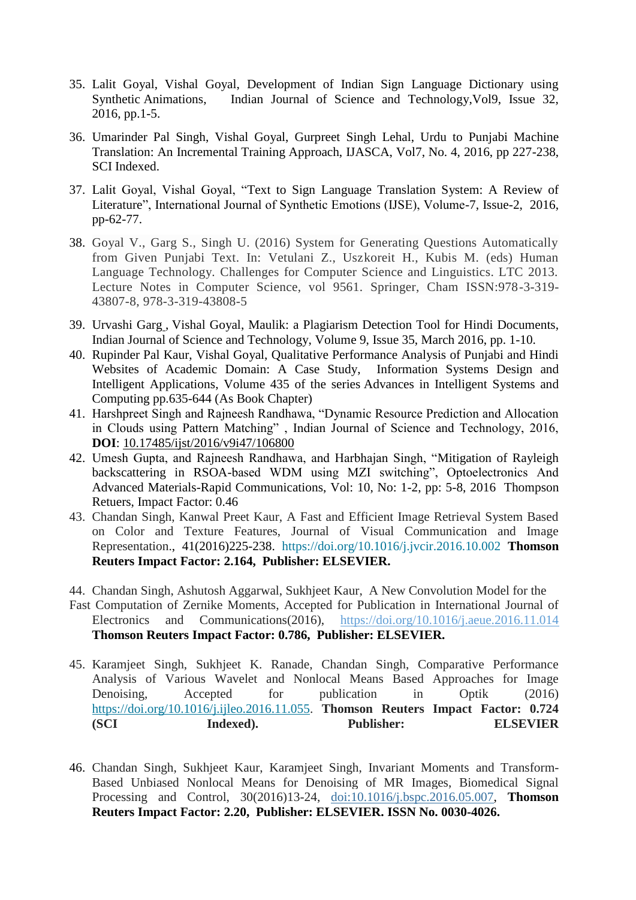35. Lalit Goyal, Vishal Goyal, Development of Indian Sign Language Dictionary using Synthetic Animations, Indian Journal of Science and Technology,Vol9, Issue 32, 2016, pp.1-5.

36. Umarinder Pal Singh, Vishal Goyal, Gurpreet Singh Lehal, Urdu to Punjabi Machine Translation: An Incremental Training Approach, IJASCA, Vol7, No. 4, 2016, pp 227-238, SCI Indexed.

37. Lalit Goyal, Vishal Goyal, "Text to Sign Language Translation System: A Review of Literature", International Journal of Synthetic Emotions (IJSE), Volume-7, Issue-2, 2016, pp-62-77.

38. Goyal V., Garg S., Singh U. (2016) System for Generating Questions Automatically from Given Punjabi Text. In: Vetulani Z., Uszkoreit H., Kubis M. (eds) Human Language Technology. Challenges for Computer Science and Linguistics. LTC 2013. Lecture Notes in Computer Science, vol 9561. Springer, Cham ISSN:978-3-319-43807-8, 978-3-319-43808-5

39. Urvashi Garg , Vishal Goyal, Maulik: a Plagiarism Detection Tool for Hindi Documents, Indian Journal of Science and Technology, Volume 9, Issue 35, March 2016, pp. 1-10.

40. Rupinder Pal Kaur, Vishal Goyal, Qualitative Performance Analysis of Punjabi and Hindi Websites of Academic Domain: A Case Study, Information Systems Design and Intelligent Applications, Volume 435 of the series Advances in Intelligent Systems and Computing pp.635-644 (As Book Chapter)

41. Harshpreet Singh and Rajneesh Randhawa, "Dynamic Resource Prediction and Allocation in Clouds using Pattern Matching" , Indian Journal of Science and Technology, 2016, **DOI**: 10.17485/ijst/2016/v9i47/106800

42. Umesh Gupta, and Rajneesh Randhawa, and Harbhajan Singh, "Mitigation of Rayleigh backscattering in RSOA-based WDM using MZI switching", Optoelectronics And Advanced Materials-Rapid Communications, Vol: 10, No: 1-2, pp: 5-8, 2016 Thompson Retuers, Impact Factor: 0.46

43. Chandan Singh, Kanwal Preet Kaur, A Fast and Efficient Image Retrieval System Based on Color and Texture Features, Journal of Visual Communication and Image Representation., 41(2016)225-238. https://doi.org/10.1016/j.jvcir.2016.10.002 **Thomson Reuters Impact Factor: 2.164, Publisher: ELSEVIER.**

44. Chandan Singh, Ashutosh Aggarwal, Sukhjeet Kaur, A New Convolution Model for the Fast Computation of Zernike Moments, Accepted for Publication in International Journal of Electronics and Communications(2016), https://doi.org/10.1016/j.aeue.2016.11.014 **Thomson Reuters Impact Factor: 0.786, Publisher: ELSEVIER.**

45. Karamjeet Singh, Sukhjeet K. Ranade, Chandan Singh, Comparative Performance Analysis of Various Wavelet and Nonlocal Means Based Approaches for Image Denoising, Accepted for publication in Optik (2016) https://doi.org/10.1016/j.ijleo.2016.11.055. **Thomson Reuters Impact Factor: 0.724 (SCI Indexed). Publisher: ELSEVIER**

46. Chandan Singh, Sukhjeet Kaur, Karamjeet Singh, Invariant Moments and Transform-Based Unbiased Nonlocal Means for Denoising of MR Images, Biomedical Signal Processing and Control, 30(2016)13-24, doi:10.1016/j.bspc.2016.05.007, **Thomson Reuters Impact Factor: 2.20, Publisher: ELSEVIER. ISSN No. 0030-4026.**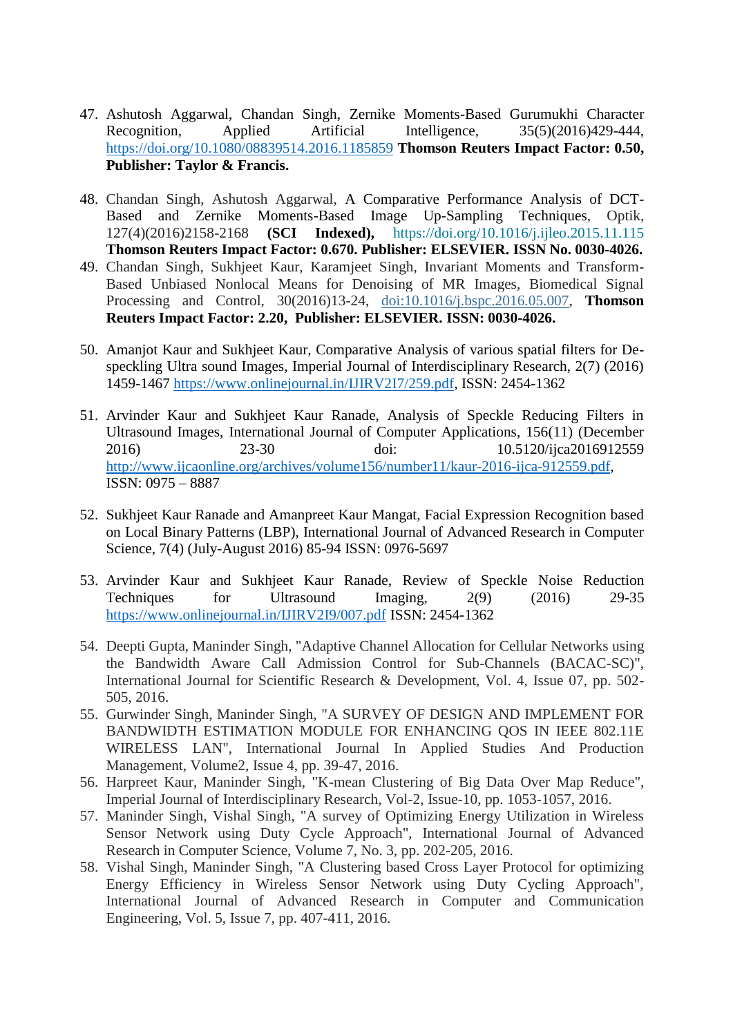47. Ashutosh Aggarwal, Chandan Singh, Zernike Moments-Based Gurumukhi Character Recognition, Applied Artificial Intelligence, 35(5)(2016)429-444, https://doi.org/10.1080/08839514.2016.1185859 **Thomson Reuters Impact Factor: 0.50, Publisher: Taylor & Francis.**

48. Chandan Singh, Ashutosh Aggarwal, A Comparative Performance Analysis of DCT-Based and Zernike Moments-Based Image Up-Sampling Techniques, Optik, 127(4)(2016)2158-2168 **(SCI Indexed),** https://doi.org/10.1016/j.ijleo.2015.11.115 **Thomson Reuters Impact Factor: 0.670. Publisher: ELSEVIER. ISSN No. 0030-4026.**
49. Chandan Singh, Sukhjeet Kaur, Karamjeet Singh, Invariant Moments and Transform-Based Unbiased Nonlocal Means for Denoising of MR Images, Biomedical Signal Processing and Control, 30(2016)13-24, doi:10.1016/j.bspc.2016.05.007, **Thomson Reuters Impact Factor: 2.20, Publisher: ELSEVIER. ISSN: 0030-4026.**

50. Amanjot Kaur and Sukhjeet Kaur, Comparative Analysis of various spatial filters for De-speckling Ultra sound Images, Imperial Journal of Interdisciplinary Research, 2(7) (2016) 1459-1467 https://www.onlinejournal.in/IJIRV2I7/259.pdf, ISSN: 2454-1362

51. Arvinder Kaur and Sukhjeet Kaur Ranade, Analysis of Speckle Reducing Filters in Ultrasound Images, International Journal of Computer Applications, 156(11) (December 2016) 23-30 doi: 10.5120/ijca2016912559 http://www.ijcaonline.org/archives/volume156/number11/kaur-2016-ijca-912559.pdf, ISSN: 0975 – 8887

52. Sukhjeet Kaur Ranade and Amanpreet Kaur Mangat, Facial Expression Recognition based on Local Binary Patterns (LBP), International Journal of Advanced Research in Computer Science, 7(4) (July-August 2016) 85-94 ISSN: 0976-5697

53. Arvinder Kaur and Sukhjeet Kaur Ranade, Review of Speckle Noise Reduction Techniques for Ultrasound Imaging, 2(9) (2016) 29-35 https://www.onlinejournal.in/IJIRV2I9/007.pdf ISSN: 2454-1362

54. Deepti Gupta, Maninder Singh, "Adaptive Channel Allocation for Cellular Networks using the Bandwidth Aware Call Admission Control for Sub-Channels (BACAC-SC)", International Journal for Scientific Research & Development, Vol. 4, Issue 07, pp. 502-505, 2016.
55. Gurwinder Singh, Maninder Singh, "A SURVEY OF DESIGN AND IMPLEMENT FOR BANDWIDTH ESTIMATION MODULE FOR ENHANCING QOS IN IEEE 802.11E WIRELESS LAN", International Journal In Applied Studies And Production Management, Volume2, Issue 4, pp. 39-47, 2016.
56. Harpreet Kaur, Maninder Singh, "K-mean Clustering of Big Data Over Map Reduce", Imperial Journal of Interdisciplinary Research, Vol-2, Issue-10, pp. 1053-1057, 2016.
57. Maninder Singh, Vishal Singh, "A survey of Optimizing Energy Utilization in Wireless Sensor Network using Duty Cycle Approach", International Journal of Advanced Research in Computer Science, Volume 7, No. 3, pp. 202-205, 2016.
58. Vishal Singh, Maninder Singh, "A Clustering based Cross Layer Protocol for optimizing Energy Efficiency in Wireless Sensor Network using Duty Cycling Approach", International Journal of Advanced Research in Computer and Communication Engineering, Vol. 5, Issue 7, pp. 407-411, 2016.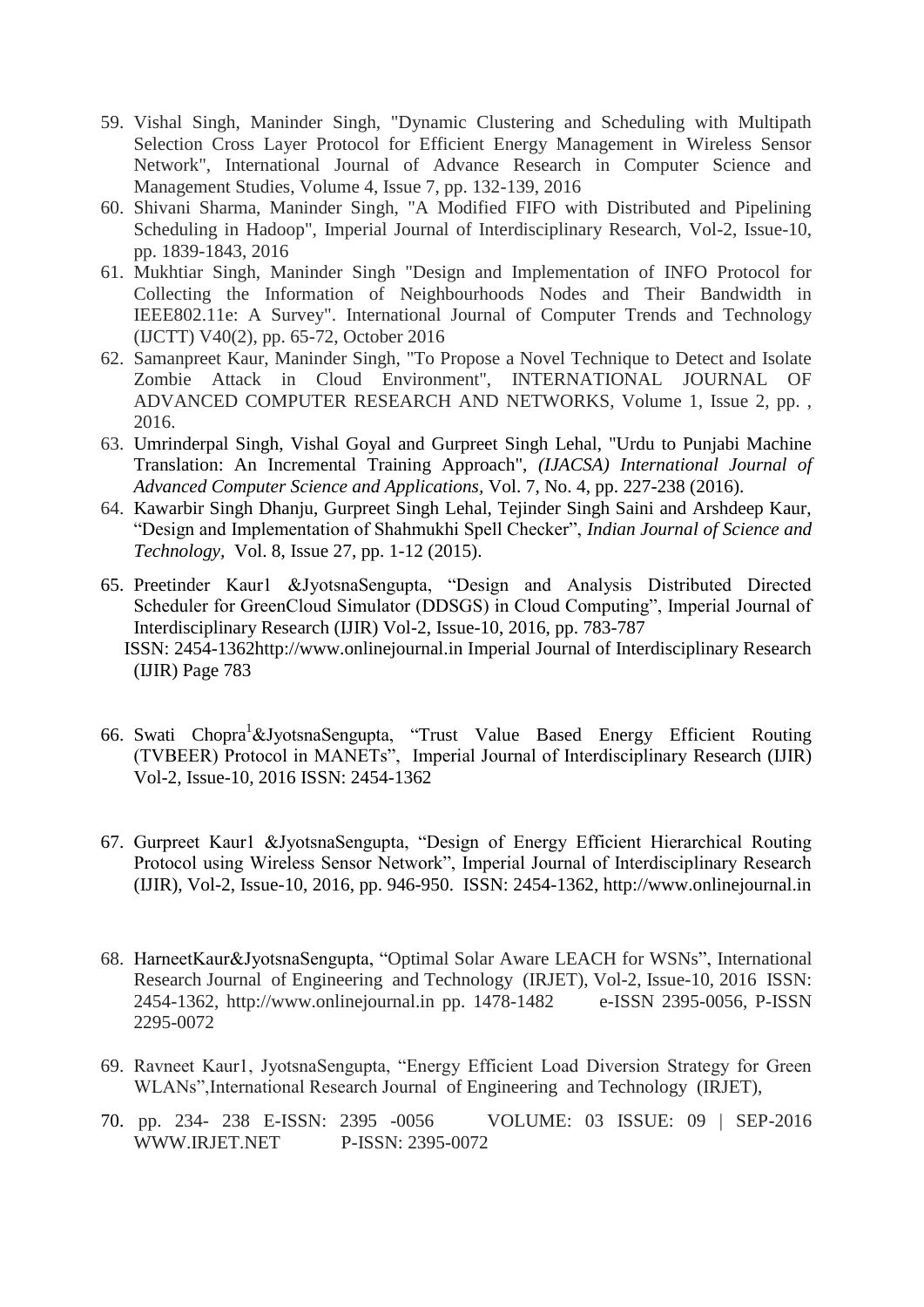59. Vishal Singh, Maninder Singh, "Dynamic Clustering and Scheduling with Multipath Selection Cross Layer Protocol for Efficient Energy Management in Wireless Sensor Network", International Journal of Advance Research in Computer Science and Management Studies, Volume 4, Issue 7, pp. 132-139, 2016
60. Shivani Sharma, Maninder Singh, "A Modified FIFO with Distributed and Pipelining Scheduling in Hadoop", Imperial Journal of Interdisciplinary Research, Vol-2, Issue-10, pp. 1839-1843, 2016
61. Mukhtiar Singh, Maninder Singh "Design and Implementation of INFO Protocol for Collecting the Information of Neighbourhoods Nodes and Their Bandwidth in IEEE802.11e: A Survey". International Journal of Computer Trends and Technology (IJCTT) V40(2), pp. 65-72, October 2016
62. Samanpreet Kaur, Maninder Singh, "To Propose a Novel Technique to Detect and Isolate Zombie Attack in Cloud Environment", INTERNATIONAL JOURNAL OF ADVANCED COMPUTER RESEARCH AND NETWORKS, Volume 1, Issue 2, pp. , 2016.
63. Umrinderpal Singh, Vishal Goyal and Gurpreet Singh Lehal, "Urdu to Punjabi Machine Translation: An Incremental Training Approach", *(IJACSA) International Journal of Advanced Computer Science and Applications*, Vol. 7, No. 4, pp. 227-238 (2016).
64. Kawarbir Singh Dhanju, Gurpreet Singh Lehal, Tejinder Singh Saini and Arshdeep Kaur, "Design and Implementation of Shahmukhi Spell Checker", *Indian Journal of Science and Technology*, Vol. 8, Issue 27, pp. 1-12 (2015).
65. Preetinder Kaur1 &JyotsnaSengupta, "Design and Analysis Distributed Directed Scheduler for GreenCloud Simulator (DDSGS) in Cloud Computing", Imperial Journal of Interdisciplinary Research (IJIR) Vol-2, Issue-10, 2016, pp. 783-787
ISSN: 2454-1362http://www.onlinejournal.in Imperial Journal of Interdisciplinary Research (IJIR) Page 783
66. Swati Chopra[1]&JyotsnaSengupta, "Trust Value Based Energy Efficient Routing (TVBEER) Protocol in MANETs", Imperial Journal of Interdisciplinary Research (IJIR) Vol-2, Issue-10, 2016 ISSN: 2454-1362
67. Gurpreet Kaur1 &JyotsnaSengupta, "Design of Energy Efficient Hierarchical Routing Protocol using Wireless Sensor Network", Imperial Journal of Interdisciplinary Research (IJIR), Vol-2, Issue-10, 2016, pp. 946-950. ISSN: 2454-1362, http://www.onlinejournal.in
68. HarneetKaur&JyotsnaSengupta, "Optimal Solar Aware LEACH for WSNs", International Research Journal of Engineering and Technology (IRJET), Vol-2, Issue-10, 2016 ISSN: 2454-1362, http://www.onlinejournal.in pp. 1478-1482 e-ISSN 2395-0056, P-ISSN 2295-0072
69. Ravneet Kaur1, JyotsnaSengupta, "Energy Efficient Load Diversion Strategy for Green WLANs",International Research Journal of Engineering and Technology (IRJET),
70. pp. 234- 238 E-ISSN: 2395 -0056 VOLUME: 03 ISSUE: 09 | SEP-2016 WWW.IRJET.NET P-ISSN: 2395-0072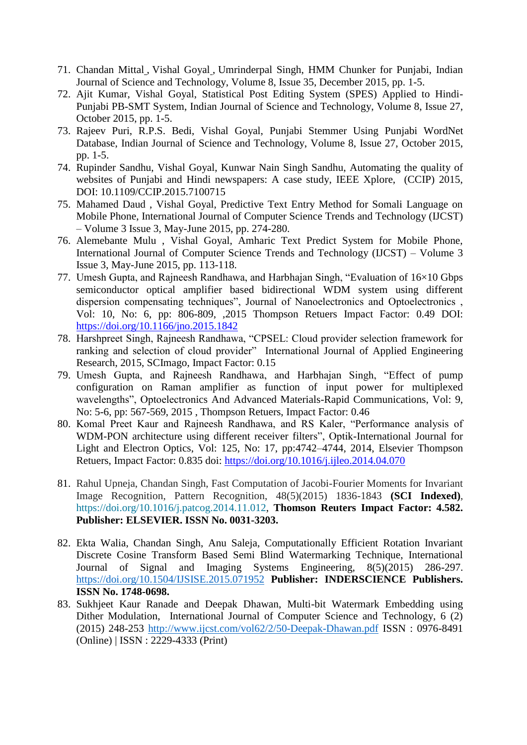71. Chandan Mittal, Vishal Goyal, Umrinderpal Singh, HMM Chunker for Punjabi, Indian Journal of Science and Technology, Volume 8, Issue 35, December 2015, pp. 1-5.
72. Ajit Kumar, Vishal Goyal, Statistical Post Editing System (SPES) Applied to Hindi-Punjabi PB-SMT System, Indian Journal of Science and Technology, Volume 8, Issue 27, October 2015, pp. 1-5.
73. Rajeev Puri, R.P.S. Bedi, Vishal Goyal, Punjabi Stemmer Using Punjabi WordNet Database, Indian Journal of Science and Technology, Volume 8, Issue 27, October 2015, pp. 1-5.
74. Rupinder Sandhu, Vishal Goyal, Kunwar Nain Singh Sandhu, Automating the quality of websites of Punjabi and Hindi newspapers: A case study, IEEE Xplore, (CCIP) 2015, DOI: 10.1109/CCIP.2015.7100715
75. Mahamed Daud , Vishal Goyal, Predictive Text Entry Method for Somali Language on Mobile Phone, International Journal of Computer Science Trends and Technology (IJCST) – Volume 3 Issue 3, May-June 2015, pp. 274-280.
76. Alemebante Mulu , Vishal Goyal, Amharic Text Predict System for Mobile Phone, International Journal of Computer Science Trends and Technology (IJCST) – Volume 3 Issue 3, May-June 2015, pp. 113-118.
77. Umesh Gupta, and Rajneesh Randhawa, and Harbhajan Singh, "Evaluation of 16×10 Gbps semiconductor optical amplifier based bidirectional WDM system using different dispersion compensating techniques", Journal of Nanoelectronics and Optoelectronics , Vol: 10, No: 6, pp: 806-809, ,2015 Thompson Retuers Impact Factor: 0.49 DOI: https://doi.org/10.1166/jno.2015.1842
78. Harshpreet Singh, Rajneesh Randhawa, "CPSEL: Cloud provider selection framework for ranking and selection of cloud provider" International Journal of Applied Engineering Research, 2015, SCImago, Impact Factor: 0.15
79. Umesh Gupta, and Rajneesh Randhawa, and Harbhajan Singh, "Effect of pump configuration on Raman amplifier as function of input power for multiplexed wavelengths", Optoelectronics And Advanced Materials-Rapid Communications, Vol: 9, No: 5-6, pp: 567-569, 2015 , Thompson Retuers, Impact Factor: 0.46
80. Komal Preet Kaur and Rajneesh Randhawa, and RS Kaler, "Performance analysis of WDM-PON architecture using different receiver filters", Optik-International Journal for Light and Electron Optics, Vol: 125, No: 17, pp:4742–4744, 2014, Elsevier Thompson Retuers, Impact Factor: 0.835 doi: https://doi.org/10.1016/j.ijleo.2014.04.070
81. Rahul Upneja, Chandan Singh, Fast Computation of Jacobi-Fourier Moments for Invariant Image Recognition, Pattern Recognition, 48(5)(2015) 1836-1843 **(SCI Indexed)**, https://doi.org/10.1016/j.patcog.2014.11.012, **Thomson Reuters Impact Factor: 4.582. Publisher: ELSEVIER. ISSN No. 0031-3203.**
82. Ekta Walia, Chandan Singh, Anu Saleja, Computationally Efficient Rotation Invariant Discrete Cosine Transform Based Semi Blind Watermarking Technique, International Journal of Signal and Imaging Systems Engineering, 8(5)(2015) 286-297. https://doi.org/10.1504/IJSISE.2015.071952 **Publisher: INDERSCIENCE Publishers. ISSN No. 1748-0698.**
83. Sukhjeet Kaur Ranade and Deepak Dhawan, Multi-bit Watermark Embedding using Dither Modulation, International Journal of Computer Science and Technology, 6 (2) (2015) 248-253 http://www.ijcst.com/vol62/2/50-Deepak-Dhawan.pdf ISSN : 0976-8491 (Online) | ISSN : 2229-4333 (Print)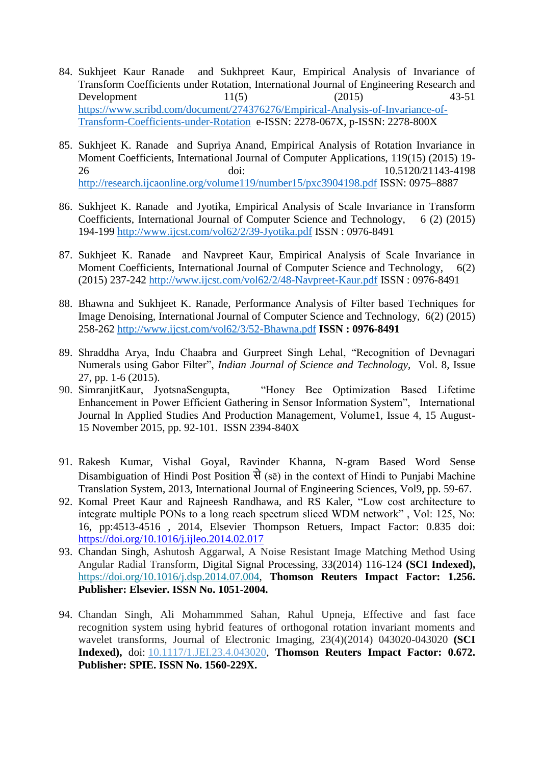84. Sukhjeet Kaur Ranade and Sukhpreet Kaur, Empirical Analysis of Invariance of Transform Coefficients under Rotation, International Journal of Engineering Research and Development 11(5) (2015) 43-51 https://www.scribd.com/document/274376276/Empirical-Analysis-of-Invariance-of-Transform-Coefficients-under-Rotation e-ISSN: 2278-067X, p-ISSN: 2278-800X

85. Sukhjeet K. Ranade and Supriya Anand, Empirical Analysis of Rotation Invariance in Moment Coefficients, International Journal of Computer Applications, 119(15) (2015) 19-26 doi: 10.5120/21143-4198 http://research.ijcaonline.org/volume119/number15/pxc3904198.pdf ISSN: 0975–8887

86. Sukhjeet K. Ranade and Jyotika, Empirical Analysis of Scale Invariance in Transform Coefficients, International Journal of Computer Science and Technology, 6 (2) (2015) 194-199 http://www.ijcst.com/vol62/2/39-Jyotika.pdf ISSN : 0976-8491

87. Sukhjeet K. Ranade and Navpreet Kaur, Empirical Analysis of Scale Invariance in Moment Coefficients, International Journal of Computer Science and Technology, 6(2) (2015) 237-242 http://www.ijcst.com/vol62/2/48-Navpreet-Kaur.pdf ISSN : 0976-8491

88. Bhawna and Sukhjeet K. Ranade, Performance Analysis of Filter based Techniques for Image Denoising, International Journal of Computer Science and Technology, 6(2) (2015) 258-262 http://www.ijcst.com/vol62/3/52-Bhawna.pdf **ISSN : 0976-8491**

89. Shraddha Arya, Indu Chaabra and Gurpreet Singh Lehal, "Recognition of Devnagari Numerals using Gabor Filter", *Indian Journal of Science and Technology,* Vol. 8, Issue 27, pp. 1-6 (2015).
90. SimranjitKaur, JyotsnaSengupta, "Honey Bee Optimization Based Lifetime Enhancement in Power Efficient Gathering in Sensor Information System", International Journal In Applied Studies And Production Management, Volume1, Issue 4, 15 August-15 November 2015, pp. 92-101. ISSN 2394-840X

91. Rakesh Kumar, Vishal Goyal, Ravinder Khanna, N-gram Based Word Sense Disambiguation of Hindi Post Position से (sē) in the context of Hindi to Punjabi Machine Translation System, 2013, International Journal of Engineering Sciences, Vol9, pp. 59-67.
92. Komal Preet Kaur and Rajneesh Randhawa, and RS Kaler, "Low cost architecture to integrate multiple PONs to a long reach spectrum sliced WDM network" , Vol: 125, No: 16, pp:4513-4516 , 2014, Elsevier Thompson Retuers, Impact Factor: 0.835 doi: https://doi.org/10.1016/j.ijleo.2014.02.017
93. Chandan Singh, Ashutosh Aggarwal, A Noise Resistant Image Matching Method Using Angular Radial Transform, Digital Signal Processing, 33(2014) 116-124 **(SCI Indexed),** https://doi.org/10.1016/j.dsp.2014.07.004, **Thomson Reuters Impact Factor: 1.256. Publisher: Elsevier. ISSN No. 1051-2004.**

94. Chandan Singh, Ali Mohammmed Sahan, Rahul Upneja, Effective and fast face recognition system using hybrid features of orthogonal rotation invariant moments and wavelet transforms, Journal of Electronic Imaging, 23(4)(2014) 043020-043020 **(SCI Indexed),** doi: 10.1117/1.JEI.23.4.043020, **Thomson Reuters Impact Factor: 0.672. Publisher: SPIE. ISSN No. 1560-229X.**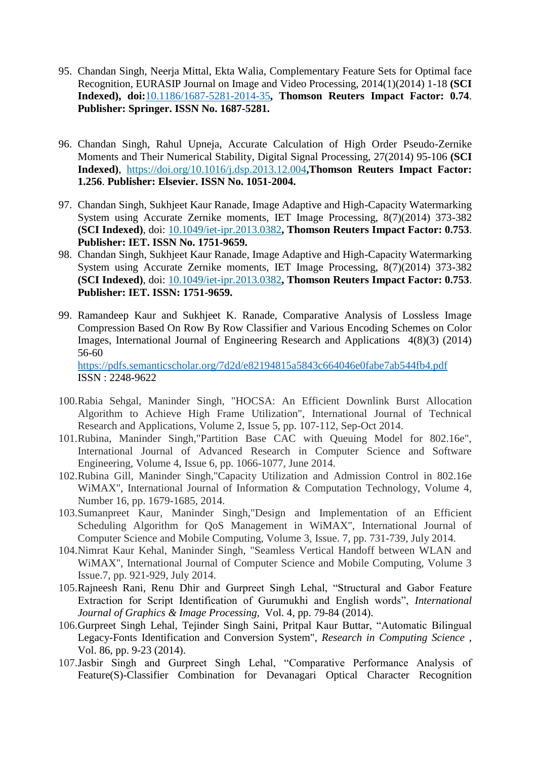95. Chandan Singh, Neerja Mittal, Ekta Walia, Complementary Feature Sets for Optimal face Recognition, EURASIP Journal on Image and Video Processing, 2014(1)(2014) 1-18 **(SCI Indexed), doi:**10.1186/1687-5281-2014-35**, Thomson Reuters Impact Factor: 0.74**. **Publisher: Springer. ISSN No. 1687-5281.**

96. Chandan Singh, Rahul Upneja, Accurate Calculation of High Order Pseudo-Zernike Moments and Their Numerical Stability, Digital Signal Processing, 27(2014) 95-106 **(SCI Indexed)**, https://doi.org/10.1016/j.dsp.2013.12.004**,Thomson Reuters Impact Factor: 1.256**. **Publisher: Elsevier. ISSN No. 1051-2004.**

97. Chandan Singh, Sukhjeet Kaur Ranade, Image Adaptive and High-Capacity Watermarking System using Accurate Zernike moments, IET Image Processing, 8(7)(2014) 373-382 **(SCI Indexed)**, doi: 10.1049/iet-ipr.2013.0382**, Thomson Reuters Impact Factor: 0.753**. **Publisher: IET. ISSN No. 1751-9659.**

98. Chandan Singh, Sukhjeet Kaur Ranade, Image Adaptive and High-Capacity Watermarking System using Accurate Zernike moments, IET Image Processing, 8(7)(2014) 373-382 **(SCI Indexed)**, doi: 10.1049/iet-ipr.2013.0382**, Thomson Reuters Impact Factor: 0.753**. **Publisher: IET. ISSN: 1751-9659.**

99. Ramandeep Kaur and Sukhjeet K. Ranade, Comparative Analysis of Lossless Image Compression Based On Row By Row Classifier and Various Encoding Schemes on Color Images, International Journal of Engineering Research and Applications 4(8)(3) (2014) 56-60
https://pdfs.semanticscholar.org/7d2d/e82194815a5843c664046e0fabe7ab544fb4.pdf
ISSN : 2248-9622

100. Rabia Sehgal, Maninder Singh, "HOCSA: An Efficient Downlink Burst Allocation Algorithm to Achieve High Frame Utilization", International Journal of Technical Research and Applications, Volume 2, Issue 5, pp. 107-112, Sep-Oct 2014.
101. Rubina, Maninder Singh,"Partition Base CAC with Queuing Model for 802.16e", International Journal of Advanced Research in Computer Science and Software Engineering, Volume 4, Issue 6, pp. 1066-1077, June 2014.
102. Rubina Gill, Maninder Singh,"Capacity Utilization and Admission Control in 802.16e WiMAX", International Journal of Information & Computation Technology, Volume 4, Number 16, pp. 1679-1685, 2014.
103. Sumanpreet Kaur, Maninder Singh,"Design and Implementation of an Efficient Scheduling Algorithm for QoS Management in WiMAX", International Journal of Computer Science and Mobile Computing, Volume 3, Issue. 7, pp. 731-739, July 2014.
104. Nimrat Kaur Kehal, Maninder Singh, "Seamless Vertical Handoff between WLAN and WiMAX", International Journal of Computer Science and Mobile Computing, Volume 3 Issue.7, pp. 921-929, July 2014.
105. Rajneesh Rani, Renu Dhir and Gurpreet Singh Lehal, "Structural and Gabor Feature Extraction for Script Identification of Gurumukhi and English words", *International Journal of Graphics & Image Processing*, Vol. 4, pp. 79-84 (2014).
106. Gurpreet Singh Lehal, Tejinder Singh Saini, Pritpal Kaur Buttar, "Automatic Bilingual Legacy-Fonts Identification and Conversion System", *Research in Computing Science* , Vol. 86, pp. 9-23 (2014).
107. Jasbir Singh and Gurpreet Singh Lehal, "Comparative Performance Analysis of Feature(S)-Classifier Combination for Devanagari Optical Character Recognition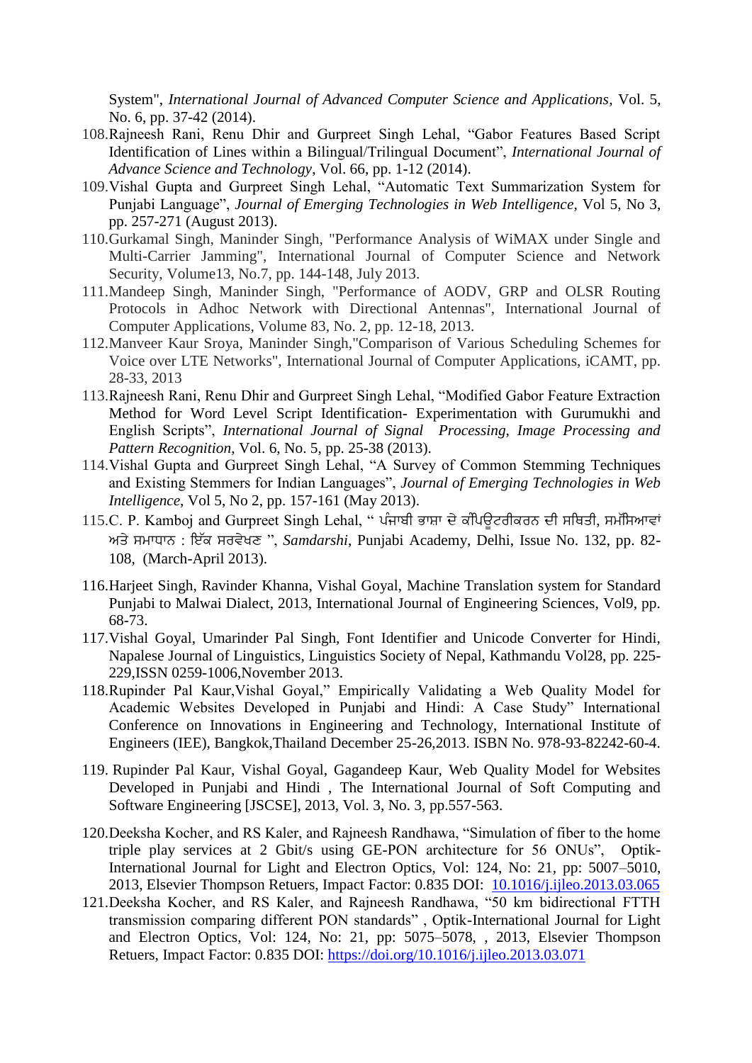System", *International Journal of Advanced Computer Science and Applications*, Vol. 5, No. 6, pp. 37-42 (2014).

108. Rajneesh Rani, Renu Dhir and Gurpreet Singh Lehal, "Gabor Features Based Script Identification of Lines within a Bilingual/Trilingual Document", *International Journal of Advance Science and Technology*, Vol. 66, pp. 1-12 (2014).
109. Vishal Gupta and Gurpreet Singh Lehal, "Automatic Text Summarization System for Punjabi Language", *Journal of Emerging Technologies in Web Intelligence*, Vol 5, No 3, pp. 257-271 (August 2013).
110. Gurkamal Singh, Maninder Singh, "Performance Analysis of WiMAX under Single and Multi-Carrier Jamming", International Journal of Computer Science and Network Security, Volume13, No.7, pp. 144-148, July 2013.
111. Mandeep Singh, Maninder Singh, "Performance of AODV, GRP and OLSR Routing Protocols in Adhoc Network with Directional Antennas", International Journal of Computer Applications, Volume 83, No. 2, pp. 12-18, 2013.
112. Manveer Kaur Sroya, Maninder Singh,"Comparison of Various Scheduling Schemes for Voice over LTE Networks", International Journal of Computer Applications, iCAMT, pp. 28-33, 2013
113. Rajneesh Rani, Renu Dhir and Gurpreet Singh Lehal, "Modified Gabor Feature Extraction Method for Word Level Script Identification- Experimentation with Gurumukhi and English Scripts", *International Journal of Signal Processing, Image Processing and Pattern Recognition*, Vol. 6, No. 5, pp. 25-38 (2013).
114. Vishal Gupta and Gurpreet Singh Lehal, "A Survey of Common Stemming Techniques and Existing Stemmers for Indian Languages", *Journal of Emerging Technologies in Web Intelligence*, Vol 5, No 2, pp. 157-161 (May 2013).
115. C. P. Kamboj and Gurpreet Singh Lehal, " ਪੰਜਾਬੀ ਭਾਸ਼ਾ ਦੇ ਕੰਪਿਊਟਰੀਕਰਨ ਦੀ ਸਥਿਤੀ, ਸਮੱਸਿਆਵਾਂ ਅਤੇ ਸਮਾਧਾਨ : ਇੱਕ ਸਰਵੇਖਣ ", *Samdarshi*, Punjabi Academy, Delhi, Issue No. 132, pp. 82-108, (March-April 2013).
116. Harjeet Singh, Ravinder Khanna, Vishal Goyal, Machine Translation system for Standard Punjabi to Malwai Dialect, 2013, International Journal of Engineering Sciences, Vol9, pp. 68-73.
117. Vishal Goyal, Umarinder Pal Singh, Font Identifier and Unicode Converter for Hindi, Napalese Journal of Linguistics, Linguistics Society of Nepal, Kathmandu Vol28, pp. 225-229,ISSN 0259-1006,November 2013.
118. Rupinder Pal Kaur,Vishal Goyal," Empirically Validating a Web Quality Model for Academic Websites Developed in Punjabi and Hindi: A Case Study" International Conference on Innovations in Engineering and Technology, International Institute of Engineers (IEE), Bangkok,Thailand December 25-26,2013. ISBN No. 978-93-82242-60-4.
119. Rupinder Pal Kaur, Vishal Goyal, Gagandeep Kaur, Web Quality Model for Websites Developed in Punjabi and Hindi , The International Journal of Soft Computing and Software Engineering [JSCSE], 2013, Vol. 3, No. 3, pp.557-563.
120. Deeksha Kocher, and RS Kaler, and Rajneesh Randhawa, "Simulation of fiber to the home triple play services at 2 Gbit/s using GE-PON architecture for 56 ONUs", Optik-International Journal for Light and Electron Optics, Vol: 124, No: 21, pp: 5007–5010, 2013, Elsevier Thompson Retuers, Impact Factor: 0.835 DOI: [10.1016/j.ijleo.2013.03.065](https://doi.org/10.1016/j.ijleo.2013.03.065)
121. Deeksha Kocher, and RS Kaler, and Rajneesh Randhawa, "50 km bidirectional FTTH transmission comparing different PON standards" , Optik-International Journal for Light and Electron Optics, Vol: 124, No: 21, pp: 5075–5078, , 2013, Elsevier Thompson Retuers, Impact Factor: 0.835 DOI: https://doi.org/10.1016/j.ijleo.2013.03.071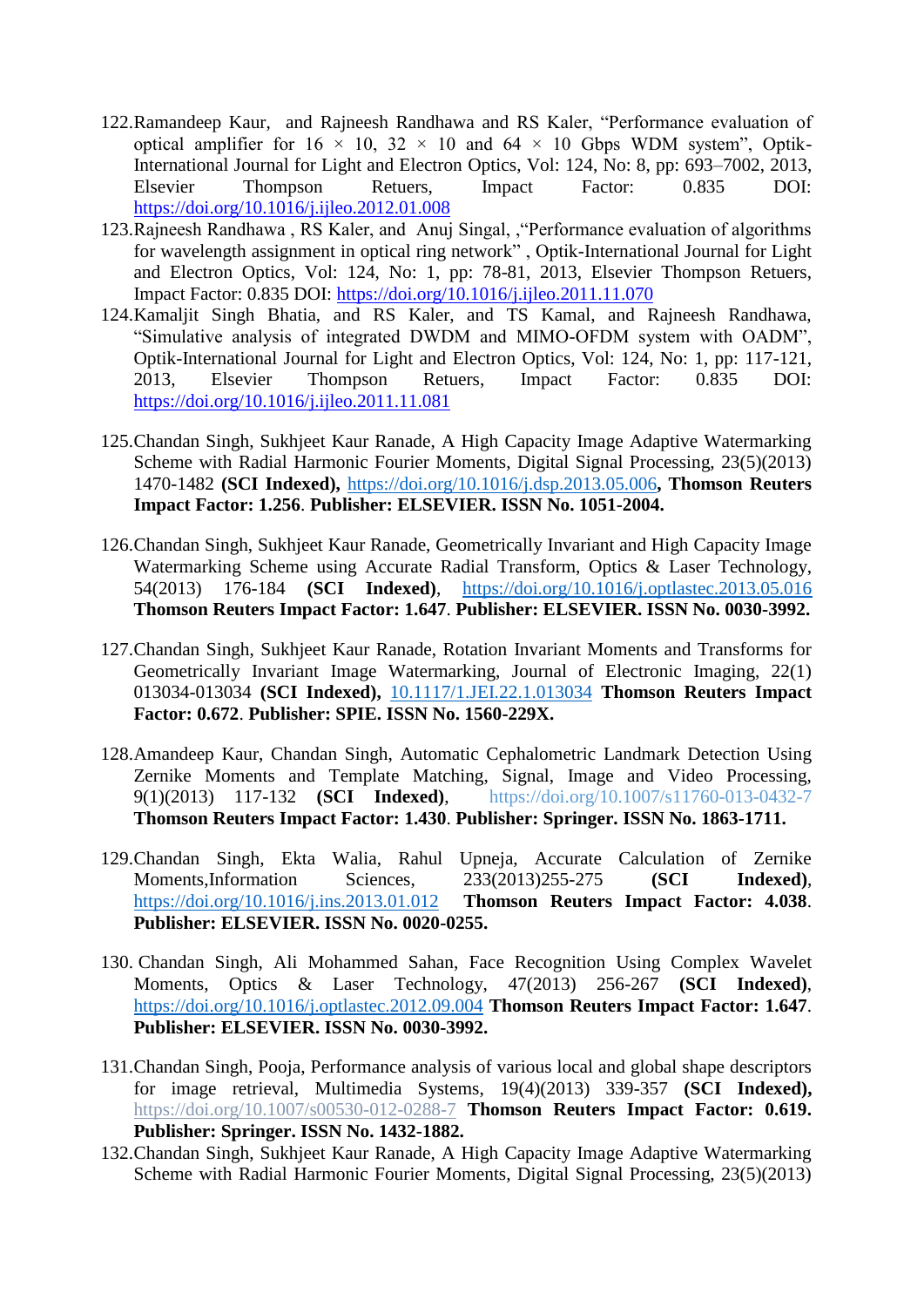122. Ramandeep Kaur, and Rajneesh Randhawa and RS Kaler, "Performance evaluation of optical amplifier for 16 × 10, 32 × 10 and 64 × 10 Gbps WDM system", Optik-International Journal for Light and Electron Optics, Vol: 124, No: 8, pp: 693–7002, 2013, Elsevier Thompson Retuers, Impact Factor: 0.835 DOI: https://doi.org/10.1016/j.ijleo.2012.01.008
123. Rajneesh Randhawa , RS Kaler, and Anuj Singal, ,"Performance evaluation of algorithms for wavelength assignment in optical ring network" , Optik-International Journal for Light and Electron Optics, Vol: 124, No: 1, pp: 78-81, 2013, Elsevier Thompson Retuers, Impact Factor: 0.835 DOI: https://doi.org/10.1016/j.ijleo.2011.11.070
124. Kamaljit Singh Bhatia, and RS Kaler, and TS Kamal, and Rajneesh Randhawa, "Simulative analysis of integrated DWDM and MIMO-OFDM system with OADM", Optik-International Journal for Light and Electron Optics, Vol: 124, No: 1, pp: 117-121, 2013, Elsevier Thompson Retuers, Impact Factor: 0.835 DOI: https://doi.org/10.1016/j.ijleo.2011.11.081

125. Chandan Singh, Sukhjeet Kaur Ranade, A High Capacity Image Adaptive Watermarking Scheme with Radial Harmonic Fourier Moments, Digital Signal Processing, 23(5)(2013) 1470-1482 **(SCI Indexed),** https://doi.org/10.1016/j.dsp.2013.05.006**, Thomson Reuters Impact Factor: 1.256**. **Publisher: ELSEVIER. ISSN No. 1051-2004.**

126. Chandan Singh, Sukhjeet Kaur Ranade, Geometrically Invariant and High Capacity Image Watermarking Scheme using Accurate Radial Transform, Optics & Laser Technology, 54(2013) 176-184 **(SCI Indexed)**, https://doi.org/10.1016/j.optlastec.2013.05.016 **Thomson Reuters Impact Factor: 1.647**. **Publisher: ELSEVIER. ISSN No. 0030-3992.**

127. Chandan Singh, Sukhjeet Kaur Ranade, Rotation Invariant Moments and Transforms for Geometrically Invariant Image Watermarking, Journal of Electronic Imaging, 22(1) 013034-013034 **(SCI Indexed),** 10.1117/1.JEI.22.1.013034 **Thomson Reuters Impact Factor: 0.672**. **Publisher: SPIE. ISSN No. 1560-229X.**

128. Amandeep Kaur, Chandan Singh, Automatic Cephalometric Landmark Detection Using Zernike Moments and Template Matching, Signal, Image and Video Processing, 9(1)(2013) 117-132 **(SCI Indexed)**, https://doi.org/10.1007/s11760-013-0432-7 **Thomson Reuters Impact Factor: 1.430**. **Publisher: Springer. ISSN No. 1863-1711.**

129. Chandan Singh, Ekta Walia, Rahul Upneja, Accurate Calculation of Zernike Moments,Information Sciences, 233(2013)255-275 **(SCI Indexed)**, https://doi.org/10.1016/j.ins.2013.01.012 **Thomson Reuters Impact Factor: 4.038**. **Publisher: ELSEVIER. ISSN No. 0020-0255.**

130. Chandan Singh, Ali Mohammed Sahan, Face Recognition Using Complex Wavelet Moments, Optics & Laser Technology, 47(2013) 256-267 **(SCI Indexed)**, https://doi.org/10.1016/j.optlastec.2012.09.004 **Thomson Reuters Impact Factor: 1.647**. **Publisher: ELSEVIER. ISSN No. 0030-3992.**

131. Chandan Singh, Pooja, Performance analysis of various local and global shape descriptors for image retrieval, Multimedia Systems, 19(4)(2013) 339-357 **(SCI Indexed),** https://doi.org/10.1007/s00530-012-0288-7 **Thomson Reuters Impact Factor: 0.619. Publisher: Springer. ISSN No. 1432-1882.**
132. Chandan Singh, Sukhjeet Kaur Ranade, A High Capacity Image Adaptive Watermarking Scheme with Radial Harmonic Fourier Moments, Digital Signal Processing, 23(5)(2013)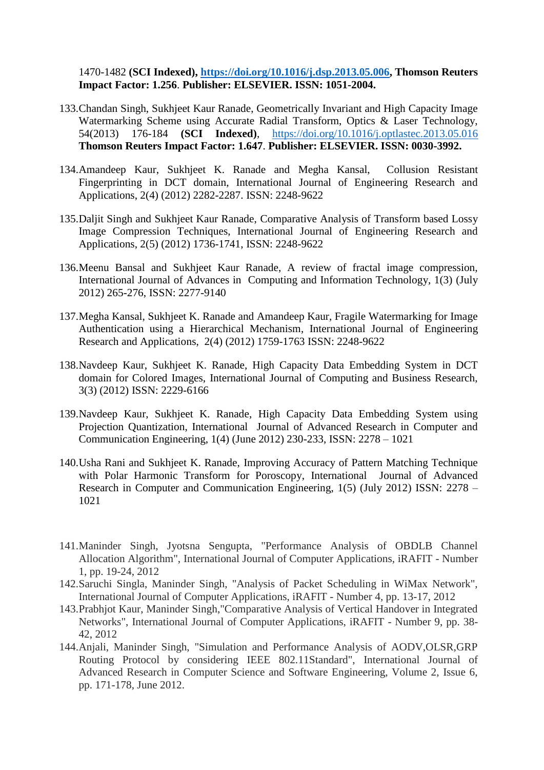1470-1482 **(SCI Indexed), [https://doi.org/10.1016/j.dsp.2013.05.006](https://doi.org/10.1016/j.dsp.2013.05.006), Thomson Reuters Impact Factor: 1.256**. **Publisher: ELSEVIER. ISSN: 1051-2004.**

133. Chandan Singh, Sukhjeet Kaur Ranade, Geometrically Invariant and High Capacity Image Watermarking Scheme using Accurate Radial Transform, Optics & Laser Technology, 54(2013) 176-184 **(SCI Indexed)**, [https://doi.org/10.1016/j.optlastec.2013.05.016](https://doi.org/10.1016/j.optlastec.2013.05.016) **Thomson Reuters Impact Factor: 1.647**. **Publisher: ELSEVIER. ISSN: 0030-3992.**

134. Amandeep Kaur, Sukhjeet K. Ranade and Megha Kansal, Collusion Resistant Fingerprinting in DCT domain, International Journal of Engineering Research and Applications, 2(4) (2012) 2282-2287. ISSN: 2248-9622

135. Daljit Singh and Sukhjeet Kaur Ranade, Comparative Analysis of Transform based Lossy Image Compression Techniques, International Journal of Engineering Research and Applications, 2(5) (2012) 1736-1741, ISSN: 2248-9622

136. Meenu Bansal and Sukhjeet Kaur Ranade, A review of fractal image compression, International Journal of Advances in Computing and Information Technology, 1(3) (July 2012) 265-276, ISSN: 2277-9140

137. Megha Kansal, Sukhjeet K. Ranade and Amandeep Kaur, Fragile Watermarking for Image Authentication using a Hierarchical Mechanism, International Journal of Engineering Research and Applications, 2(4) (2012) 1759-1763 ISSN: 2248-9622

138. Navdeep Kaur, Sukhjeet K. Ranade, High Capacity Data Embedding System in DCT domain for Colored Images, International Journal of Computing and Business Research, 3(3) (2012) ISSN: 2229-6166

139. Navdeep Kaur, Sukhjeet K. Ranade, High Capacity Data Embedding System using Projection Quantization, International Journal of Advanced Research in Computer and Communication Engineering, 1(4) (June 2012) 230-233, ISSN: 2278 – 1021

140. Usha Rani and Sukhjeet K. Ranade, Improving Accuracy of Pattern Matching Technique with Polar Harmonic Transform for Poroscopy, International Journal of Advanced Research in Computer and Communication Engineering, 1(5) (July 2012) ISSN: 2278 – 1021

141. Maninder Singh, Jyotsna Sengupta, "Performance Analysis of OBDLB Channel Allocation Algorithm", International Journal of Computer Applications, iRAFIT - Number 1, pp. 19-24, 2012
142. Saruchi Singla, Maninder Singh, "Analysis of Packet Scheduling in WiMax Network", International Journal of Computer Applications, iRAFIT - Number 4, pp. 13-17, 2012
143. Prabhjot Kaur, Maninder Singh,"Comparative Analysis of Vertical Handover in Integrated Networks", International Journal of Computer Applications, iRAFIT - Number 9, pp. 38-42, 2012
144. Anjali, Maninder Singh, "Simulation and Performance Analysis of AODV,OLSR,GRP Routing Protocol by considering IEEE 802.11Standard", International Journal of Advanced Research in Computer Science and Software Engineering, Volume 2, Issue 6, pp. 171-178, June 2012.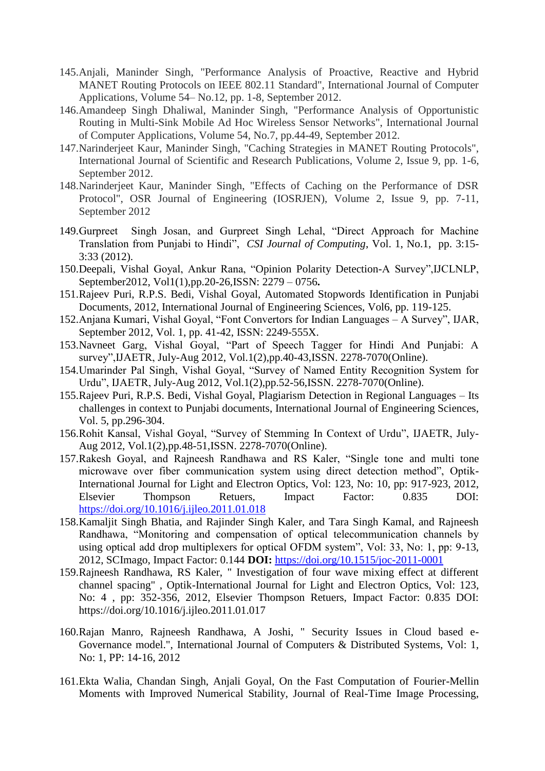145. Anjali, Maninder Singh, "Performance Analysis of Proactive, Reactive and Hybrid MANET Routing Protocols on IEEE 802.11 Standard", International Journal of Computer Applications, Volume 54– No.12, pp. 1-8, September 2012.
146. Amandeep Singh Dhaliwal, Maninder Singh, "Performance Analysis of Opportunistic Routing in Multi-Sink Mobile Ad Hoc Wireless Sensor Networks", International Journal of Computer Applications, Volume 54, No.7, pp.44-49, September 2012.
147. Narinderjeet Kaur, Maninder Singh, "Caching Strategies in MANET Routing Protocols", International Journal of Scientific and Research Publications, Volume 2, Issue 9, pp. 1-6, September 2012.
148. Narinderjeet Kaur, Maninder Singh, "Effects of Caching on the Performance of DSR Protocol", OSR Journal of Engineering (IOSRJEN), Volume 2, Issue 9, pp. 7-11, September 2012
149. Gurpreet Singh Josan, and Gurpreet Singh Lehal, "Direct Approach for Machine Translation from Punjabi to Hindi", *CSI Journal of Computing*, Vol. 1, No.1, pp. 3:15-3:33 (2012).
150. Deepali, Vishal Goyal, Ankur Rana, "Opinion Polarity Detection-A Survey",IJCLNLP, September2012, Vol1(1),pp.20-26,ISSN: 2279 – 0756**.**
151. Rajeev Puri, R.P.S. Bedi, Vishal Goyal, Automated Stopwords Identification in Punjabi Documents, 2012, International Journal of Engineering Sciences, Vol6, pp. 119-125.
152. Anjana Kumari, Vishal Goyal, "Font Convertors for Indian Languages – A Survey", IJAR, September 2012, Vol. 1, pp. 41-42, ISSN: 2249-555X.
153. Navneet Garg, Vishal Goyal, "Part of Speech Tagger for Hindi And Punjabi: A survey",IJAETR, July-Aug 2012, Vol.1(2),pp.40-43,ISSN. 2278-7070(Online).
154. Umarinder Pal Singh, Vishal Goyal, "Survey of Named Entity Recognition System for Urdu", IJAETR, July-Aug 2012, Vol.1(2),pp.52-56,ISSN. 2278-7070(Online).
155. Rajeev Puri, R.P.S. Bedi, Vishal Goyal, Plagiarism Detection in Regional Languages – Its challenges in context to Punjabi documents, International Journal of Engineering Sciences, Vol. 5, pp.296-304.
156. Rohit Kansal, Vishal Goyal, "Survey of Stemming In Context of Urdu", IJAETR, July-Aug 2012, Vol.1(2),pp.48-51,ISSN. 2278-7070(Online).
157. Rakesh Goyal, and Rajneesh Randhawa and RS Kaler, "Single tone and multi tone microwave over fiber communication system using direct detection method", Optik-International Journal for Light and Electron Optics, Vol: 123, No: 10, pp: 917-923, 2012, Elsevier Thompson Retuers, Impact Factor: 0.835 DOI: https://doi.org/10.1016/j.ijleo.2011.01.018
158. Kamaljit Singh Bhatia, and Rajinder Singh Kaler, and Tara Singh Kamal, and Rajneesh Randhawa, "Monitoring and compensation of optical telecommunication channels by using optical add drop multiplexers for optical OFDM system", Vol: 33, No: 1, pp: 9-13, 2012, SCImago, Impact Factor: 0.144 **DOI:** https://doi.org/10.1515/joc-2011-0001
159. Rajneesh Randhawa, RS Kaler, " Investigation of four wave mixing effect at different channel spacing" , Optik-International Journal for Light and Electron Optics, Vol: 123, No: 4 , pp: 352-356, 2012, Elsevier Thompson Retuers, Impact Factor: 0.835 DOI: https://doi.org/10.1016/j.ijleo.2011.01.017
160. Rajan Manro, Rajneesh Randhawa, A Joshi, " Security Issues in Cloud based e-Governance model.", International Journal of Computers & Distributed Systems, Vol: 1, No: 1, PP: 14-16, 2012
161. Ekta Walia, Chandan Singh, Anjali Goyal, On the Fast Computation of Fourier-Mellin Moments with Improved Numerical Stability, Journal of Real-Time Image Processing,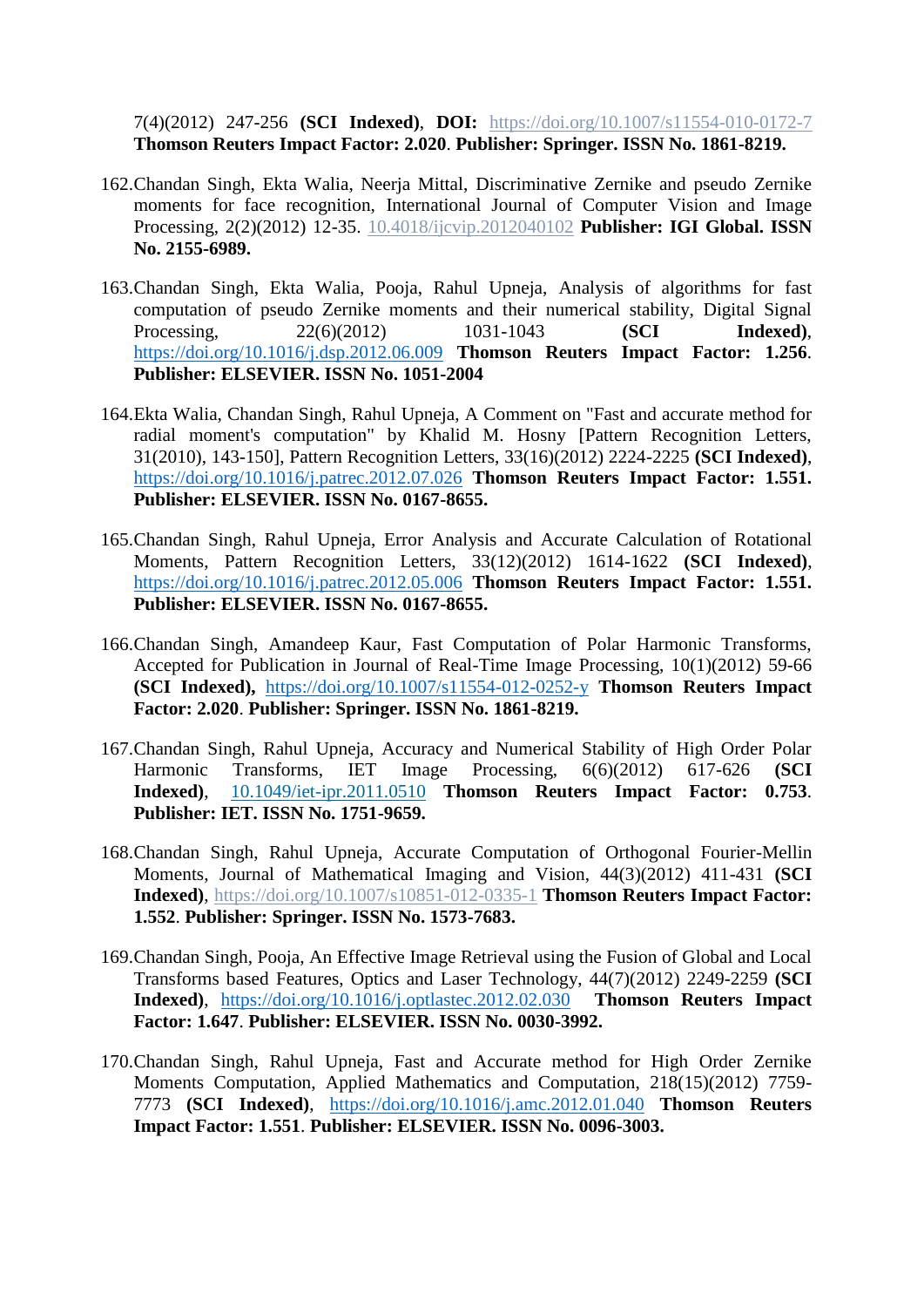7(4)(2012) 247-256 **(SCI Indexed)**, **DOI:** https://doi.org/10.1007/s11554-010-0172-7 **Thomson Reuters Impact Factor: 2.020**. **Publisher: Springer. ISSN No. 1861-8219.**

162. Chandan Singh, Ekta Walia, Neerja Mittal, Discriminative Zernike and pseudo Zernike moments for face recognition, International Journal of Computer Vision and Image Processing, 2(2)(2012) 12-35. 10.4018/ijcvip.2012040102 **Publisher: IGI Global. ISSN No. 2155-6989.**

163. Chandan Singh, Ekta Walia, Pooja, Rahul Upneja, Analysis of algorithms for fast computation of pseudo Zernike moments and their numerical stability, Digital Signal Processing, 22(6)(2012) 1031-1043 **(SCI Indexed)**, https://doi.org/10.1016/j.dsp.2012.06.009 **Thomson Reuters Impact Factor: 1.256**. **Publisher: ELSEVIER. ISSN No. 1051-2004**

164. Ekta Walia, Chandan Singh, Rahul Upneja, A Comment on "Fast and accurate method for radial moment's computation" by Khalid M. Hosny [Pattern Recognition Letters, 31(2010), 143-150], Pattern Recognition Letters, 33(16)(2012) 2224-2225 **(SCI Indexed)**, https://doi.org/10.1016/j.patrec.2012.07.026 **Thomson Reuters Impact Factor: 1.551. Publisher: ELSEVIER. ISSN No. 0167-8655.**

165. Chandan Singh, Rahul Upneja, Error Analysis and Accurate Calculation of Rotational Moments, Pattern Recognition Letters, 33(12)(2012) 1614-1622 **(SCI Indexed)**, https://doi.org/10.1016/j.patrec.2012.05.006 **Thomson Reuters Impact Factor: 1.551. Publisher: ELSEVIER. ISSN No. 0167-8655.**

166. Chandan Singh, Amandeep Kaur, Fast Computation of Polar Harmonic Transforms, Accepted for Publication in Journal of Real-Time Image Processing, 10(1)(2012) 59-66 **(SCI Indexed),** https://doi.org/10.1007/s11554-012-0252-y **Thomson Reuters Impact Factor: 2.020**. **Publisher: Springer. ISSN No. 1861-8219.**

167. Chandan Singh, Rahul Upneja, Accuracy and Numerical Stability of High Order Polar Harmonic Transforms, IET Image Processing, 6(6)(2012) 617-626 **(SCI Indexed)**, 10.1049/iet-ipr.2011.0510 **Thomson Reuters Impact Factor: 0.753**. **Publisher: IET. ISSN No. 1751-9659.**

168. Chandan Singh, Rahul Upneja, Accurate Computation of Orthogonal Fourier-Mellin Moments, Journal of Mathematical Imaging and Vision, 44(3)(2012) 411-431 **(SCI Indexed)**, https://doi.org/10.1007/s10851-012-0335-1 **Thomson Reuters Impact Factor: 1.552**. **Publisher: Springer. ISSN No. 1573-7683.**

169. Chandan Singh, Pooja, An Effective Image Retrieval using the Fusion of Global and Local Transforms based Features, Optics and Laser Technology, 44(7)(2012) 2249-2259 **(SCI Indexed)**, https://doi.org/10.1016/j.optlastec.2012.02.030 **Thomson Reuters Impact Factor: 1.647**. **Publisher: ELSEVIER. ISSN No. 0030-3992.**

170. Chandan Singh, Rahul Upneja, Fast and Accurate method for High Order Zernike Moments Computation, Applied Mathematics and Computation, 218(15)(2012) 7759-7773 **(SCI Indexed)**, https://doi.org/10.1016/j.amc.2012.01.040 **Thomson Reuters Impact Factor: 1.551**. **Publisher: ELSEVIER. ISSN No. 0096-3003.**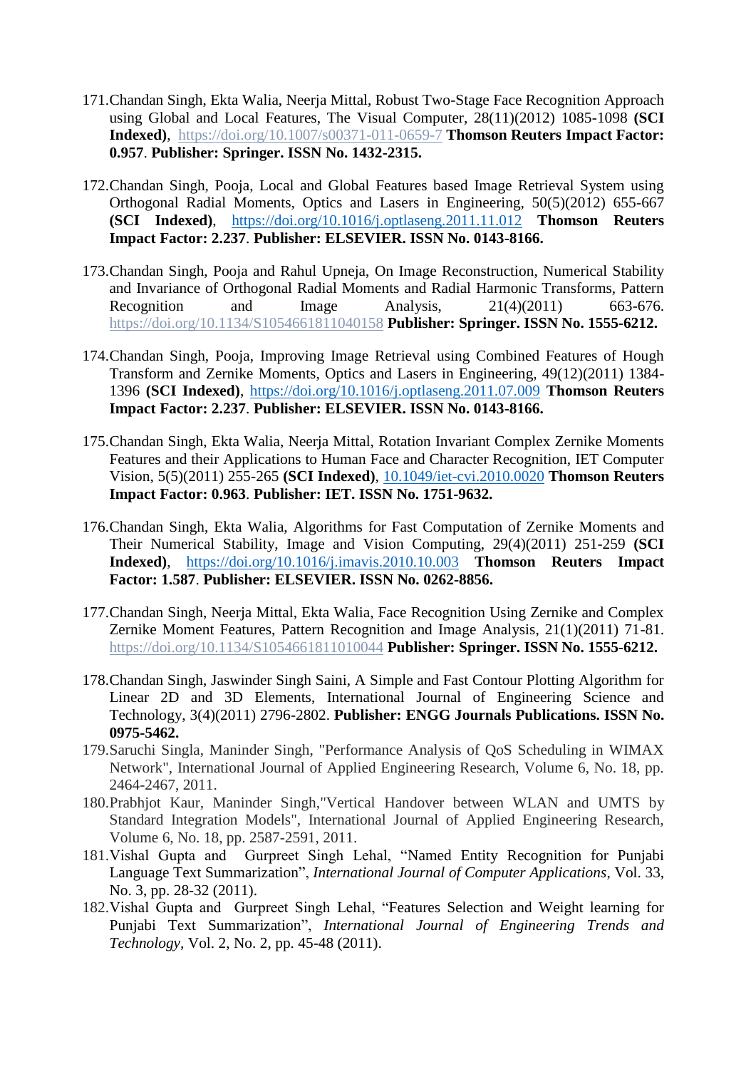171. Chandan Singh, Ekta Walia, Neerja Mittal, Robust Two-Stage Face Recognition Approach using Global and Local Features, The Visual Computer, 28(11)(2012) 1085-1098 **(SCI Indexed)**, https://doi.org/10.1007/s00371-011-0659-7 **Thomson Reuters Impact Factor: 0.957**. **Publisher: Springer. ISSN No. 1432-2315.**

172. Chandan Singh, Pooja, Local and Global Features based Image Retrieval System using Orthogonal Radial Moments, Optics and Lasers in Engineering, 50(5)(2012) 655-667 **(SCI Indexed)**, https://doi.org/10.1016/j.optlaseng.2011.11.012 **Thomson Reuters Impact Factor: 2.237**. **Publisher: ELSEVIER. ISSN No. 0143-8166.**

173. Chandan Singh, Pooja and Rahul Upneja, On Image Reconstruction, Numerical Stability and Invariance of Orthogonal Radial Moments and Radial Harmonic Transforms, Pattern Recognition and Image Analysis, 21(4)(2011) 663-676. https://doi.org/10.1134/S1054661811040158 **Publisher: Springer. ISSN No. 1555-6212.**

174. Chandan Singh, Pooja, Improving Image Retrieval using Combined Features of Hough Transform and Zernike Moments, Optics and Lasers in Engineering, 49(12)(2011) 1384-1396 **(SCI Indexed)**, https://doi.org/10.1016/j.optlaseng.2011.07.009 **Thomson Reuters Impact Factor: 2.237**. **Publisher: ELSEVIER. ISSN No. 0143-8166.**

175. Chandan Singh, Ekta Walia, Neerja Mittal, Rotation Invariant Complex Zernike Moments Features and their Applications to Human Face and Character Recognition, IET Computer Vision, 5(5)(2011) 255-265 **(SCI Indexed)**, 10.1049/iet-cvi.2010.0020 **Thomson Reuters Impact Factor: 0.963**. **Publisher: IET. ISSN No. 1751-9632.**

176. Chandan Singh, Ekta Walia, Algorithms for Fast Computation of Zernike Moments and Their Numerical Stability, Image and Vision Computing, 29(4)(2011) 251-259 **(SCI Indexed)**, https://doi.org/10.1016/j.imavis.2010.10.003 **Thomson Reuters Impact Factor: 1.587**. **Publisher: ELSEVIER. ISSN No. 0262-8856.**

177. Chandan Singh, Neerja Mittal, Ekta Walia, Face Recognition Using Zernike and Complex Zernike Moment Features, Pattern Recognition and Image Analysis, 21(1)(2011) 71-81. https://doi.org/10.1134/S1054661811010044 **Publisher: Springer. ISSN No. 1555-6212.**

178. Chandan Singh, Jaswinder Singh Saini, A Simple and Fast Contour Plotting Algorithm for Linear 2D and 3D Elements, International Journal of Engineering Science and Technology, 3(4)(2011) 2796-2802. **Publisher: ENGG Journals Publications. ISSN No. 0975-5462.**

179. Saruchi Singla, Maninder Singh, "Performance Analysis of QoS Scheduling in WIMAX Network", International Journal of Applied Engineering Research, Volume 6, No. 18, pp. 2464-2467, 2011.

180. Prabhjot Kaur, Maninder Singh,"Vertical Handover between WLAN and UMTS by Standard Integration Models", International Journal of Applied Engineering Research, Volume 6, No. 18, pp. 2587-2591, 2011.

181. Vishal Gupta and Gurpreet Singh Lehal, "Named Entity Recognition for Punjabi Language Text Summarization", *International Journal of Computer Applications*, Vol. 33, No. 3, pp. 28-32 (2011).

182. Vishal Gupta and Gurpreet Singh Lehal, "Features Selection and Weight learning for Punjabi Text Summarization", *International Journal of Engineering Trends and Technology*, Vol. 2, No. 2, pp. 45-48 (2011).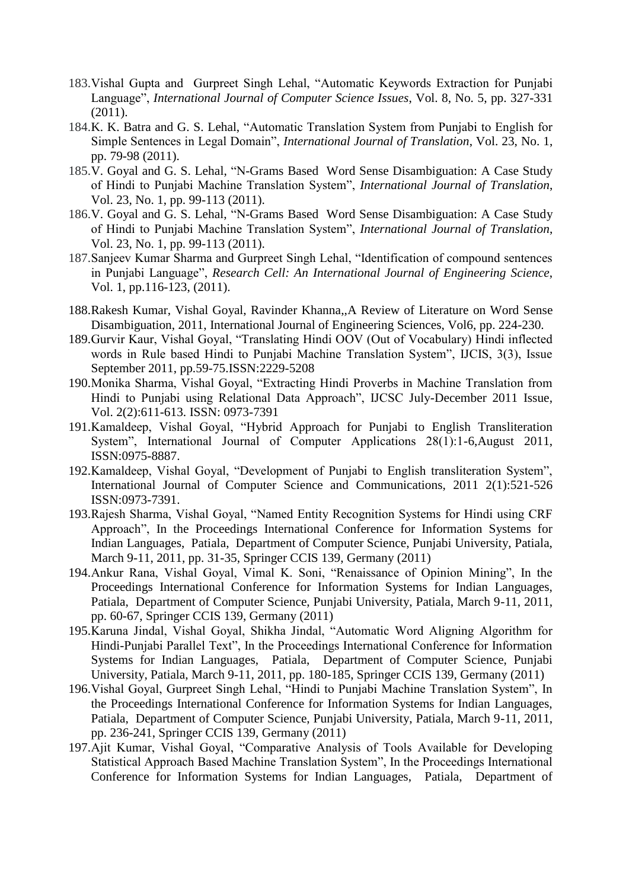183. Vishal Gupta and Gurpreet Singh Lehal, "Automatic Keywords Extraction for Punjabi Language", *International Journal of Computer Science Issues*, Vol. 8, No. 5, pp. 327-331 (2011).
184. K. K. Batra and G. S. Lehal, "Automatic Translation System from Punjabi to English for Simple Sentences in Legal Domain", *International Journal of Translation*, Vol. 23, No. 1, pp. 79-98 (2011).
185. V. Goyal and G. S. Lehal, "N-Grams Based Word Sense Disambiguation: A Case Study of Hindi to Punjabi Machine Translation System", *International Journal of Translation*, Vol. 23, No. 1, pp. 99-113 (2011).
186. V. Goyal and G. S. Lehal, "N-Grams Based Word Sense Disambiguation: A Case Study of Hindi to Punjabi Machine Translation System", *International Journal of Translation*, Vol. 23, No. 1, pp. 99-113 (2011).
187. Sanjeev Kumar Sharma and Gurpreet Singh Lehal, "Identification of compound sentences in Punjabi Language", *Research Cell: An International Journal of Engineering Science*, Vol. 1, pp.116-123, (2011).
188. Rakesh Kumar, Vishal Goyal, Ravinder Khanna,,A Review of Literature on Word Sense Disambiguation, 2011, International Journal of Engineering Sciences, Vol6, pp. 224-230.
189. Gurvir Kaur, Vishal Goyal, "Translating Hindi OOV (Out of Vocabulary) Hindi inflected words in Rule based Hindi to Punjabi Machine Translation System", IJCIS, 3(3), Issue September 2011, pp.59-75.ISSN:2229-5208
190. Monika Sharma, Vishal Goyal, "Extracting Hindi Proverbs in Machine Translation from Hindi to Punjabi using Relational Data Approach", IJCSC July-December 2011 Issue, Vol. 2(2):611-613. ISSN: 0973-7391
191. Kamaldeep, Vishal Goyal, "Hybrid Approach for Punjabi to English Transliteration System", International Journal of Computer Applications 28(1):1-6,August 2011, ISSN:0975-8887.
192. Kamaldeep, Vishal Goyal, "Development of Punjabi to English transliteration System", International Journal of Computer Science and Communications, 2011 2(1):521-526 ISSN:0973-7391.
193. Rajesh Sharma, Vishal Goyal, "Named Entity Recognition Systems for Hindi using CRF Approach", In the Proceedings International Conference for Information Systems for Indian Languages, Patiala, Department of Computer Science, Punjabi University, Patiala, March 9-11, 2011, pp. 31-35, Springer CCIS 139, Germany (2011)
194. Ankur Rana, Vishal Goyal, Vimal K. Soni, "Renaissance of Opinion Mining", In the Proceedings International Conference for Information Systems for Indian Languages, Patiala, Department of Computer Science, Punjabi University, Patiala, March 9-11, 2011, pp. 60-67, Springer CCIS 139, Germany (2011)
195. Karuna Jindal, Vishal Goyal, Shikha Jindal, "Automatic Word Aligning Algorithm for Hindi-Punjabi Parallel Text", In the Proceedings International Conference for Information Systems for Indian Languages, Patiala, Department of Computer Science, Punjabi University, Patiala, March 9-11, 2011, pp. 180-185, Springer CCIS 139, Germany (2011)
196. Vishal Goyal, Gurpreet Singh Lehal, "Hindi to Punjabi Machine Translation System", In the Proceedings International Conference for Information Systems for Indian Languages, Patiala, Department of Computer Science, Punjabi University, Patiala, March 9-11, 2011, pp. 236-241, Springer CCIS 139, Germany (2011)
197. Ajit Kumar, Vishal Goyal, "Comparative Analysis of Tools Available for Developing Statistical Approach Based Machine Translation System", In the Proceedings International Conference for Information Systems for Indian Languages, Patiala, Department of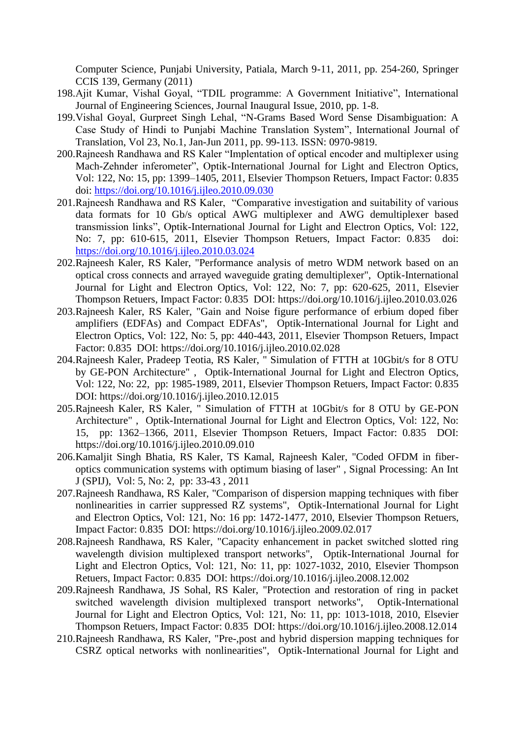Computer Science, Punjabi University, Patiala, March 9-11, 2011, pp. 254-260, Springer CCIS 139, Germany (2011)

198. Ajit Kumar, Vishal Goyal, “TDIL programme: A Government Initiative”, International Journal of Engineering Sciences, Journal Inaugural Issue, 2010, pp. 1-8.
199. Vishal Goyal, Gurpreet Singh Lehal, “N-Grams Based Word Sense Disambiguation: A Case Study of Hindi to Punjabi Machine Translation System”, International Journal of Translation, Vol 23, No.1, Jan-Jun 2011, pp. 99-113. ISSN: 0970-9819.
200. Rajneesh Randhawa and RS Kaler “Implentation of optical encoder and multiplexer using Mach-Zehnder inferometer”, Optik-International Journal for Light and Electron Optics, Vol: 122, No: 15, pp: 1399–1405, 2011, Elsevier Thompson Retuers, Impact Factor: 0.835 doi: https://doi.org/10.1016/j.ijleo.2010.09.030
201. Rajneesh Randhawa and RS Kaler, “Comparative investigation and suitability of various data formats for 10 Gb/s optical AWG multiplexer and AWG demultiplexer based transmission links”, Optik-International Journal for Light and Electron Optics, Vol: 122, No: 7, pp: 610-615, 2011, Elsevier Thompson Retuers, Impact Factor: 0.835 doi: https://doi.org/10.1016/j.ijleo.2010.03.024
202. Rajneesh Kaler, RS Kaler, "Performance analysis of metro WDM network based on an optical cross connects and arrayed waveguide grating demultiplexer", Optik-International Journal for Light and Electron Optics, Vol: 122, No: 7, pp: 620-625, 2011, Elsevier Thompson Retuers, Impact Factor: 0.835 DOI: https://doi.org/10.1016/j.ijleo.2010.03.026
203. Rajneesh Kaler, RS Kaler, "Gain and Noise figure performance of erbium doped fiber amplifiers (EDFAs) and Compact EDFAs", Optik-International Journal for Light and Electron Optics, Vol: 122, No: 5, pp: 440-443, 2011, Elsevier Thompson Retuers, Impact Factor: 0.835 DOI: https://doi.org/10.1016/j.ijleo.2010.02.028
204. Rajneesh Kaler, Pradeep Teotia, RS Kaler, " Simulation of FTTH at 10Gbit/s for 8 OTU by GE-PON Architecture" , Optik-International Journal for Light and Electron Optics, Vol: 122, No: 22, pp: 1985-1989, 2011, Elsevier Thompson Retuers, Impact Factor: 0.835 DOI: https://doi.org/10.1016/j.ijleo.2010.12.015
205. Rajneesh Kaler, RS Kaler, " Simulation of FTTH at 10Gbit/s for 8 OTU by GE-PON Architecture" , Optik-International Journal for Light and Electron Optics, Vol: 122, No: 15, pp: 1362–1366, 2011, Elsevier Thompson Retuers, Impact Factor: 0.835 DOI: https://doi.org/10.1016/j.ijleo.2010.09.010
206. Kamaljit Singh Bhatia, RS Kaler, TS Kamal, Rajneesh Kaler, "Coded OFDM in fiber-optics communication systems with optimum biasing of laser" , Signal Processing: An Int J (SPIJ), Vol: 5, No: 2, pp: 33-43 , 2011
207. Rajneesh Randhawa, RS Kaler, "Comparison of dispersion mapping techniques with fiber nonlinearities in carrier suppressed RZ systems", Optik-International Journal for Light and Electron Optics, Vol: 121, No: 16 pp: 1472-1477, 2010, Elsevier Thompson Retuers, Impact Factor: 0.835 DOI: https://doi.org/10.1016/j.ijleo.2009.02.017
208. Rajneesh Randhawa, RS Kaler, "Capacity enhancement in packet switched slotted ring wavelength division multiplexed transport networks", Optik-International Journal for Light and Electron Optics, Vol: 121, No: 11, pp: 1027-1032, 2010, Elsevier Thompson Retuers, Impact Factor: 0.835 DOI: https://doi.org/10.1016/j.ijleo.2008.12.002
209. Rajneesh Randhawa, JS Sohal, RS Kaler, "Protection and restoration of ring in packet switched wavelength division multiplexed transport networks", Optik-International Journal for Light and Electron Optics, Vol: 121, No: 11, pp: 1013-1018, 2010, Elsevier Thompson Retuers, Impact Factor: 0.835 DOI: https://doi.org/10.1016/j.ijleo.2008.12.014
210. Rajneesh Randhawa, RS Kaler, "Pre-,post and hybrid dispersion mapping techniques for CSRZ optical networks with nonlinearities", Optik-International Journal for Light and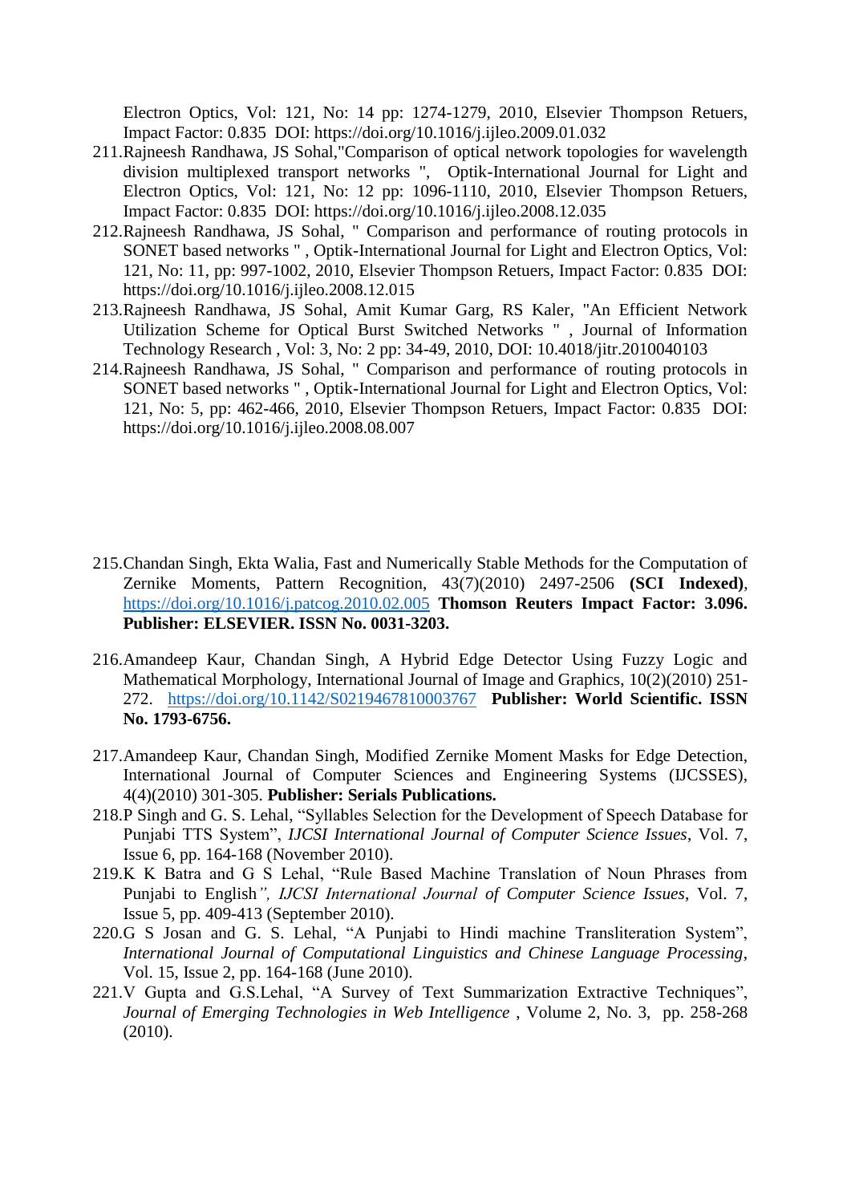Electron Optics, Vol: 121, No: 14 pp: 1274-1279, 2010, Elsevier Thompson Retuers, Impact Factor: 0.835 DOI: https://doi.org/10.1016/j.ijleo.2009.01.032

211. Rajneesh Randhawa, JS Sohal,"Comparison of optical network topologies for wavelength division multiplexed transport networks ", Optik-International Journal for Light and Electron Optics, Vol: 121, No: 12 pp: 1096-1110, 2010, Elsevier Thompson Retuers, Impact Factor: 0.835 DOI: https://doi.org/10.1016/j.ijleo.2008.12.035
212. Rajneesh Randhawa, JS Sohal, " Comparison and performance of routing protocols in SONET based networks " , Optik-International Journal for Light and Electron Optics, Vol: 121, No: 11, pp: 997-1002, 2010, Elsevier Thompson Retuers, Impact Factor: 0.835 DOI: https://doi.org/10.1016/j.ijleo.2008.12.015
213. Rajneesh Randhawa, JS Sohal, Amit Kumar Garg, RS Kaler, "An Efficient Network Utilization Scheme for Optical Burst Switched Networks " , Journal of Information Technology Research , Vol: 3, No: 2 pp: 34-49, 2010, DOI: 10.4018/jitr.2010040103
214. Rajneesh Randhawa, JS Sohal, " Comparison and performance of routing protocols in SONET based networks " , Optik-International Journal for Light and Electron Optics, Vol: 121, No: 5, pp: 462-466, 2010, Elsevier Thompson Retuers, Impact Factor: 0.835 DOI: https://doi.org/10.1016/j.ijleo.2008.08.007

215. Chandan Singh, Ekta Walia, Fast and Numerically Stable Methods for the Computation of Zernike Moments, Pattern Recognition, 43(7)(2010) 2497-2506 **(SCI Indexed)**, https://doi.org/10.1016/j.patcog.2010.02.005 **Thomson Reuters Impact Factor: 3.096. Publisher: ELSEVIER. ISSN No. 0031-3203.**

216. Amandeep Kaur, Chandan Singh, A Hybrid Edge Detector Using Fuzzy Logic and Mathematical Morphology, International Journal of Image and Graphics, 10(2)(2010) 251-272. https://doi.org/10.1142/S0219467810003767 **Publisher: World Scientific. ISSN No. 1793-6756.**

217. Amandeep Kaur, Chandan Singh, Modified Zernike Moment Masks for Edge Detection, International Journal of Computer Sciences and Engineering Systems (IJCSSES), 4(4)(2010) 301-305. **Publisher: Serials Publications.**
218. P Singh and G. S. Lehal, "Syllables Selection for the Development of Speech Database for Punjabi TTS System", *IJCSI International Journal of Computer Science Issues*, Vol. 7, Issue 6, pp. 164-168 (November 2010).
219. K K Batra and G S Lehal, "Rule Based Machine Translation of Noun Phrases from Punjabi to English*", IJCSI International Journal of Computer Science Issues*, Vol. 7, Issue 5, pp. 409-413 (September 2010).
220. G S Josan and G. S. Lehal, "A Punjabi to Hindi machine Transliteration System", *International Journal of Computational Linguistics and Chinese Language Processing*, Vol. 15, Issue 2, pp. 164-168 (June 2010).
221. V Gupta and G.S.Lehal, "A Survey of Text Summarization Extractive Techniques", *Journal of Emerging Technologies in Web Intelligence* , Volume 2, No. 3, pp. 258-268 (2010).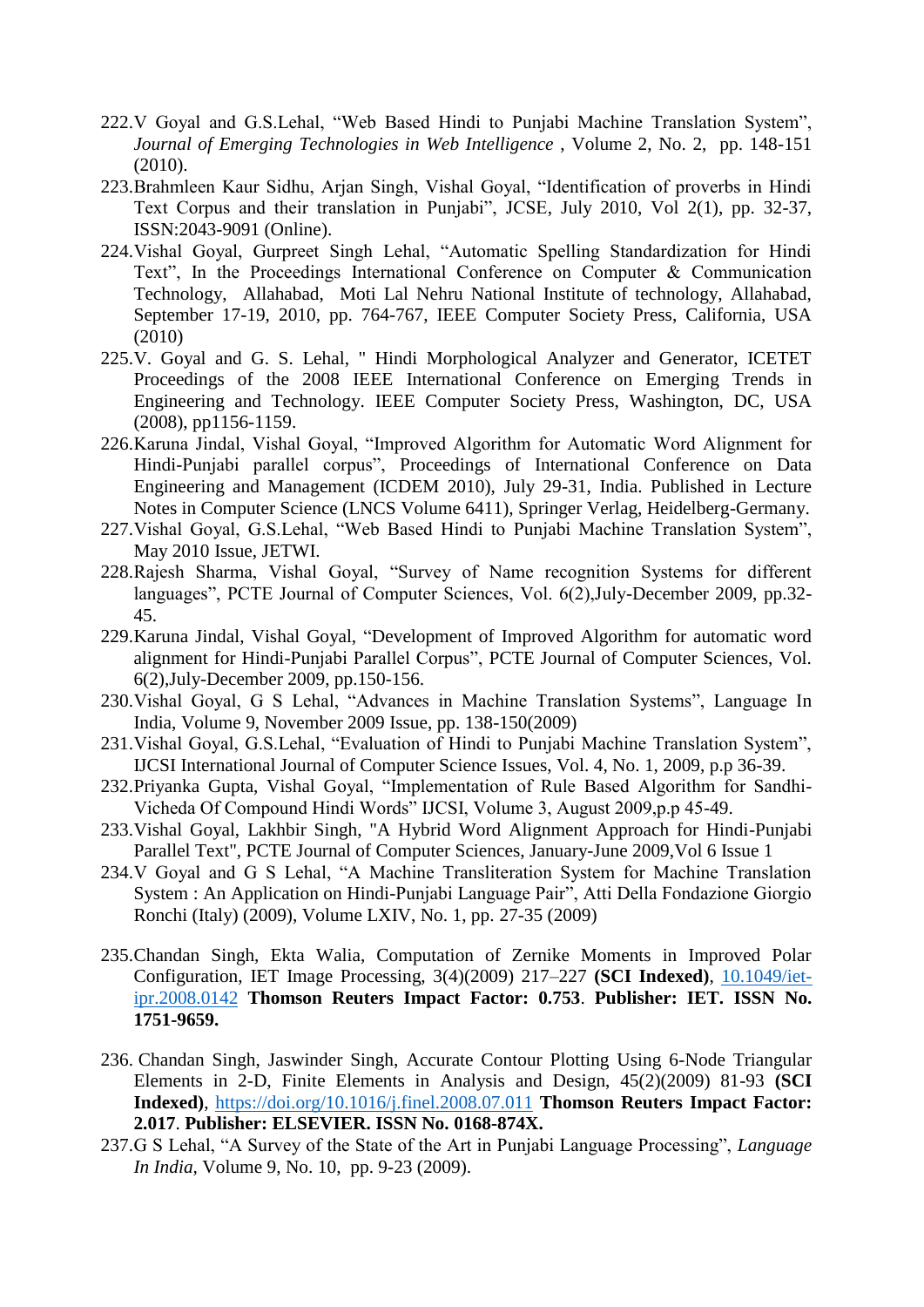222. V Goyal and G.S.Lehal, "Web Based Hindi to Punjabi Machine Translation System", *Journal of Emerging Technologies in Web Intelligence* , Volume 2, No. 2, pp. 148-151 (2010).
223. Brahmleen Kaur Sidhu, Arjan Singh, Vishal Goyal, "Identification of proverbs in Hindi Text Corpus and their translation in Punjabi", JCSE, July 2010, Vol 2(1), pp. 32-37, ISSN:2043-9091 (Online).
224. Vishal Goyal, Gurpreet Singh Lehal, "Automatic Spelling Standardization for Hindi Text", In the Proceedings International Conference on Computer & Communication Technology, Allahabad, Moti Lal Nehru National Institute of technology, Allahabad, September 17-19, 2010, pp. 764-767, IEEE Computer Society Press, California, USA (2010)
225. V. Goyal and G. S. Lehal, " Hindi Morphological Analyzer and Generator, ICETET Proceedings of the 2008 IEEE International Conference on Emerging Trends in Engineering and Technology. IEEE Computer Society Press, Washington, DC, USA (2008), pp1156-1159.
226. Karuna Jindal, Vishal Goyal, "Improved Algorithm for Automatic Word Alignment for Hindi-Punjabi parallel corpus", Proceedings of International Conference on Data Engineering and Management (ICDEM 2010), July 29-31, India. Published in Lecture Notes in Computer Science (LNCS Volume 6411), Springer Verlag, Heidelberg-Germany.
227. Vishal Goyal, G.S.Lehal, "Web Based Hindi to Punjabi Machine Translation System", May 2010 Issue, JETWI.
228. Rajesh Sharma, Vishal Goyal, "Survey of Name recognition Systems for different languages", PCTE Journal of Computer Sciences, Vol. 6(2),July-December 2009, pp.32-45.
229. Karuna Jindal, Vishal Goyal, "Development of Improved Algorithm for automatic word alignment for Hindi-Punjabi Parallel Corpus", PCTE Journal of Computer Sciences, Vol. 6(2),July-December 2009, pp.150-156.
230. Vishal Goyal, G S Lehal, "Advances in Machine Translation Systems", Language In India, Volume 9, November 2009 Issue, pp. 138-150(2009)
231. Vishal Goyal, G.S.Lehal, "Evaluation of Hindi to Punjabi Machine Translation System", IJCSI International Journal of Computer Science Issues, Vol. 4, No. 1, 2009, p.p 36-39.
232. Priyanka Gupta, Vishal Goyal, "Implementation of Rule Based Algorithm for Sandhi-Vicheda Of Compound Hindi Words" IJCSI, Volume 3, August 2009,p.p 45-49.
233. Vishal Goyal, Lakhbir Singh, "A Hybrid Word Alignment Approach for Hindi-Punjabi Parallel Text", PCTE Journal of Computer Sciences, January-June 2009,Vol 6 Issue 1
234. V Goyal and G S Lehal, "A Machine Transliteration System for Machine Translation System : An Application on Hindi-Punjabi Language Pair", Atti Della Fondazione Giorgio Ronchi (Italy) (2009), Volume LXIV, No. 1, pp. 27-35 (2009)
235. Chandan Singh, Ekta Walia, Computation of Zernike Moments in Improved Polar Configuration, IET Image Processing, 3(4)(2009) 217–227 **(SCI Indexed)**, 10.1049/iet-ipr.2008.0142 **Thomson Reuters Impact Factor: 0.753**. **Publisher: IET. ISSN No. 1751-9659.**
236. Chandan Singh, Jaswinder Singh, Accurate Contour Plotting Using 6-Node Triangular Elements in 2-D, Finite Elements in Analysis and Design, 45(2)(2009) 81-93 **(SCI Indexed)**, https://doi.org/10.1016/j.finel.2008.07.011 **Thomson Reuters Impact Factor: 2.017**. **Publisher: ELSEVIER. ISSN No. 0168-874X.**
237. G S Lehal, "A Survey of the State of the Art in Punjabi Language Processing", *Language In India*, Volume 9, No. 10, pp. 9-23 (2009).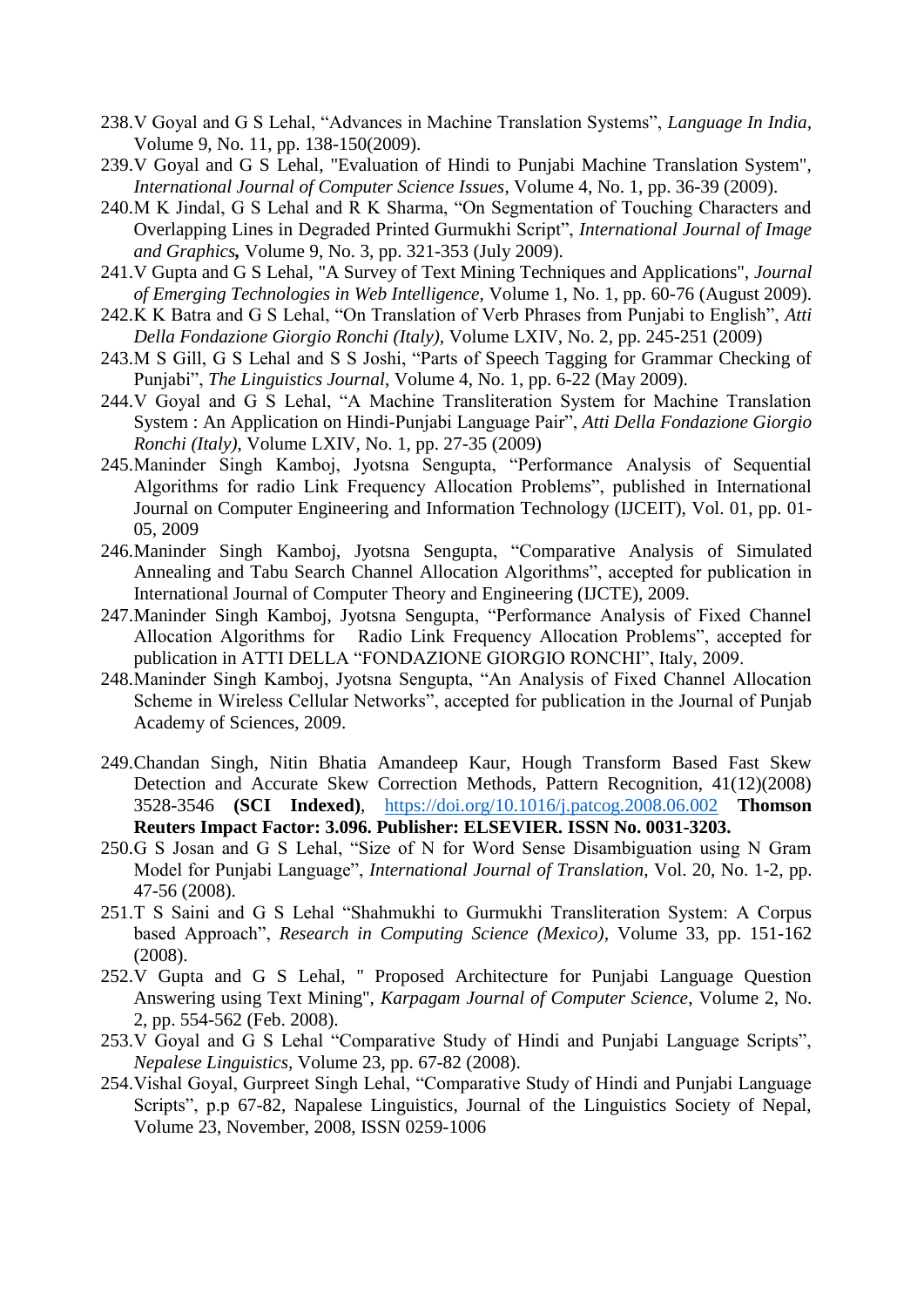238. V Goyal and G S Lehal, “Advances in Machine Translation Systems”, *Language In India*, Volume 9, No. 11, pp. 138-150(2009).
239. V Goyal and G S Lehal, "Evaluation of Hindi to Punjabi Machine Translation System", *International Journal of Computer Science Issues*, Volume 4, No. 1, pp. 36-39 (2009).
240. M K Jindal, G S Lehal and R K Sharma, “On Segmentation of Touching Characters and Overlapping Lines in Degraded Printed Gurmukhi Script”, *International Journal of Image and Graphics,* Volume 9, No. 3, pp. 321-353 (July 2009).
241. V Gupta and G S Lehal, "A Survey of Text Mining Techniques and Applications", *Journal of Emerging Technologies in Web Intelligence*, Volume 1, No. 1, pp. 60-76 (August 2009).
242. K K Batra and G S Lehal, “On Translation of Verb Phrases from Punjabi to English”, *Atti Della Fondazione Giorgio Ronchi (Italy)*, Volume LXIV, No. 2, pp. 245-251 (2009)
243. M S Gill, G S Lehal and S S Joshi, “Parts of Speech Tagging for Grammar Checking of Punjabi”, *The Linguistics Journal*, Volume 4, No. 1, pp. 6-22 (May 2009).
244. V Goyal and G S Lehal, “A Machine Transliteration System for Machine Translation System : An Application on Hindi-Punjabi Language Pair”, *Atti Della Fondazione Giorgio Ronchi (Italy)*, Volume LXIV, No. 1, pp. 27-35 (2009)
245. Maninder Singh Kamboj, Jyotsna Sengupta, “Performance Analysis of Sequential Algorithms for radio Link Frequency Allocation Problems”, published in International Journal on Computer Engineering and Information Technology (IJCEIT), Vol. 01, pp. 01-05, 2009
246. Maninder Singh Kamboj, Jyotsna Sengupta, “Comparative Analysis of Simulated Annealing and Tabu Search Channel Allocation Algorithms”, accepted for publication in International Journal of Computer Theory and Engineering (IJCTE), 2009.
247. Maninder Singh Kamboj, Jyotsna Sengupta, “Performance Analysis of Fixed Channel Allocation Algorithms for Radio Link Frequency Allocation Problems”, accepted for publication in ATTI DELLA “FONDAZIONE GIORGIO RONCHI”, Italy, 2009.
248. Maninder Singh Kamboj, Jyotsna Sengupta, “An Analysis of Fixed Channel Allocation Scheme in Wireless Cellular Networks”, accepted for publication in the Journal of Punjab Academy of Sciences, 2009.
249. Chandan Singh, Nitin Bhatia Amandeep Kaur, Hough Transform Based Fast Skew Detection and Accurate Skew Correction Methods, Pattern Recognition, 41(12)(2008) 3528-3546 **(SCI Indexed)**, https://doi.org/10.1016/j.patcog.2008.06.002 **Thomson Reuters Impact Factor: 3.096. Publisher: ELSEVIER. ISSN No. 0031-3203.**
250. G S Josan and G S Lehal, “Size of N for Word Sense Disambiguation using N Gram Model for Punjabi Language”, *International Journal of Translation*, Vol. 20, No. 1-2, pp. 47-56 (2008).
251. T S Saini and G S Lehal “Shahmukhi to Gurmukhi Transliteration System: A Corpus based Approach”, *Research in Computing Science (Mexico)*, Volume 33, pp. 151-162 (2008).
252. V Gupta and G S Lehal, " Proposed Architecture for Punjabi Language Question Answering using Text Mining", *Karpagam Journal of Computer Science*, Volume 2, No. 2, pp. 554-562 (Feb. 2008).
253. V Goyal and G S Lehal “Comparative Study of Hindi and Punjabi Language Scripts”, *Nepalese Linguistics*, Volume 23, pp. 67-82 (2008).
254. Vishal Goyal, Gurpreet Singh Lehal, “Comparative Study of Hindi and Punjabi Language Scripts”, p.p 67-82, Napalese Linguistics, Journal of the Linguistics Society of Nepal, Volume 23, November, 2008, ISSN 0259-1006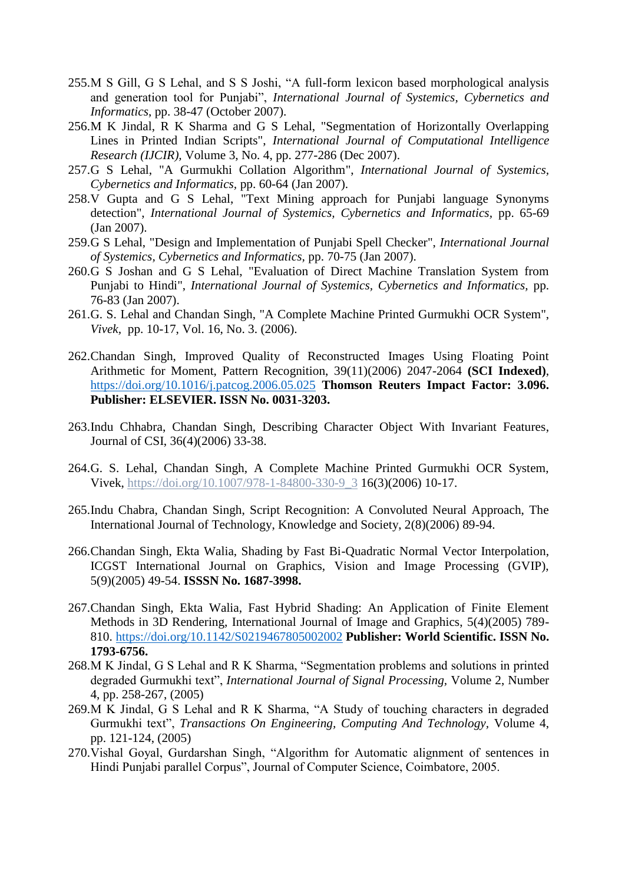255. M S Gill, G S Lehal, and S S Joshi, “A full-form lexicon based morphological analysis and generation tool for Punjabi”, *International Journal of Systemics, Cybernetics and Informatics*, pp. 38-47 (October 2007).
256. M K Jindal, R K Sharma and G S Lehal, "Segmentation of Horizontally Overlapping Lines in Printed Indian Scripts", *International Journal of Computational Intelligence Research (IJCIR)*, Volume 3, No. 4, pp. 277-286 (Dec 2007).
257. G S Lehal, "A Gurmukhi Collation Algorithm", *International Journal of Systemics, Cybernetics and Informatics*, pp. 60-64 (Jan 2007).
258. V Gupta and G S Lehal, "Text Mining approach for Punjabi language Synonyms detection", *International Journal of Systemics, Cybernetics and Informatics*, pp. 65-69 (Jan 2007).
259. G S Lehal, "Design and Implementation of Punjabi Spell Checker", *International Journal of Systemics, Cybernetics and Informatics*, pp. 70-75 (Jan 2007).
260. G S Joshan and G S Lehal, "Evaluation of Direct Machine Translation System from Punjabi to Hindi", *International Journal of Systemics, Cybernetics and Informatics*, pp. 76-83 (Jan 2007).
261. G. S. Lehal and Chandan Singh, "A Complete Machine Printed Gurmukhi OCR System", *Vivek*, pp. 10-17, Vol. 16, No. 3. (2006).
262. Chandan Singh, Improved Quality of Reconstructed Images Using Floating Point Arithmetic for Moment, Pattern Recognition, 39(11)(2006) 2047-2064 **(SCI Indexed)**, https://doi.org/10.1016/j.patcog.2006.05.025 **Thomson Reuters Impact Factor: 3.096. Publisher: ELSEVIER. ISSN No. 0031-3203.**
263. Indu Chhabra, Chandan Singh, Describing Character Object With Invariant Features, Journal of CSI, 36(4)(2006) 33-38.
264. G. S. Lehal, Chandan Singh, A Complete Machine Printed Gurmukhi OCR System, Vivek, https://doi.org/10.1007/978-1-84800-330-9_3 16(3)(2006) 10-17.
265. Indu Chabra, Chandan Singh, Script Recognition: A Convoluted Neural Approach, The International Journal of Technology, Knowledge and Society, 2(8)(2006) 89-94.
266. Chandan Singh, Ekta Walia, Shading by Fast Bi-Quadratic Normal Vector Interpolation, ICGST International Journal on Graphics, Vision and Image Processing (GVIP), 5(9)(2005) 49-54. **ISSSN No. 1687-3998.**
267. Chandan Singh, Ekta Walia, Fast Hybrid Shading: An Application of Finite Element Methods in 3D Rendering, International Journal of Image and Graphics, 5(4)(2005) 789-810. https://doi.org/10.1142/S0219467805002002 **Publisher: World Scientific. ISSN No. 1793-6756.**
268. M K Jindal, G S Lehal and R K Sharma, “Segmentation problems and solutions in printed degraded Gurmukhi text”, *International Journal of Signal Processing*, Volume 2, Number 4, pp. 258-267, (2005)
269. M K Jindal, G S Lehal and R K Sharma, “A Study of touching characters in degraded Gurmukhi text”, *Transactions On Engineering, Computing And Technology*, Volume 4, pp. 121-124, (2005)
270. Vishal Goyal, Gurdarshan Singh, “Algorithm for Automatic alignment of sentences in Hindi Punjabi parallel Corpus”, Journal of Computer Science, Coimbatore, 2005.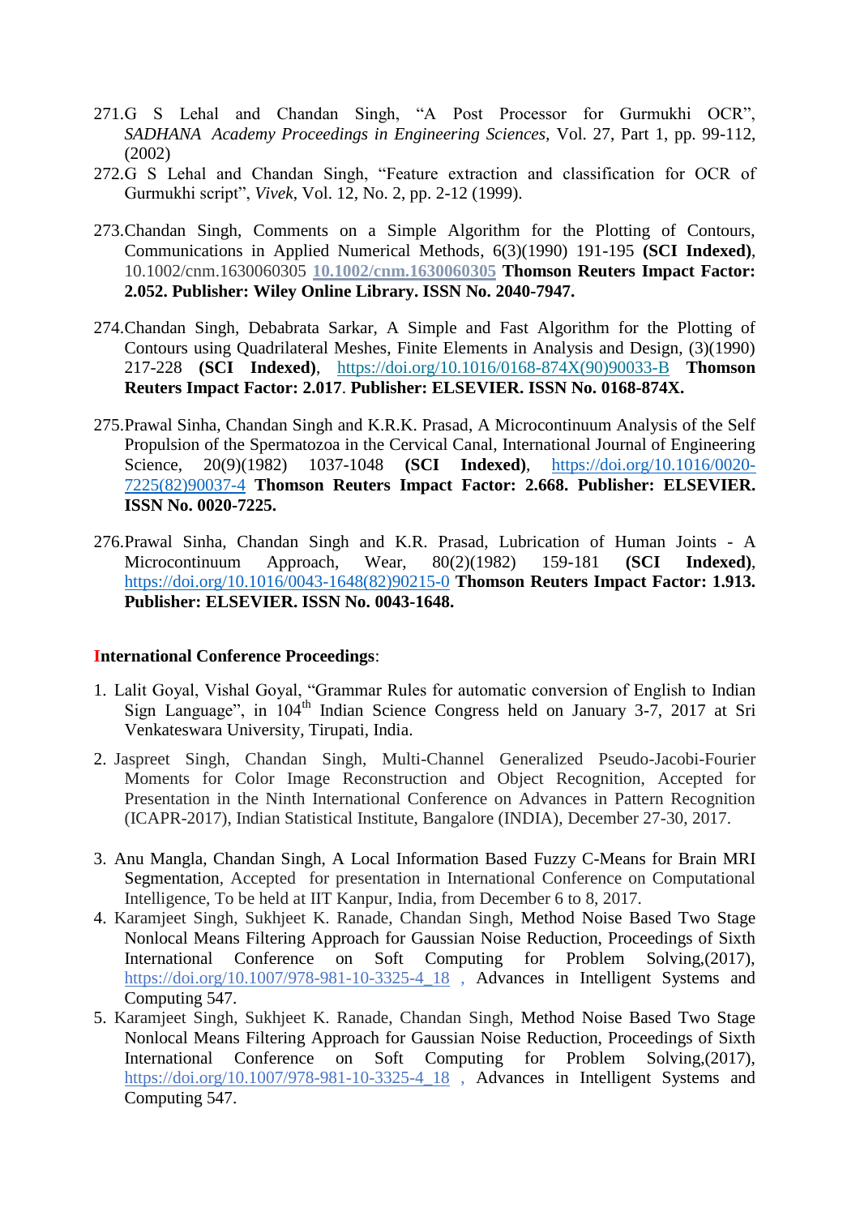271. G S Lehal and Chandan Singh, "A Post Processor for Gurmukhi OCR", *SADHANA Academy Proceedings in Engineering Sciences*, Vol. 27, Part 1, pp. 99-112, (2002)
272. G S Lehal and Chandan Singh, "Feature extraction and classification for OCR of Gurmukhi script", *Vivek*, Vol. 12, No. 2, pp. 2-12 (1999).
273. Chandan Singh, Comments on a Simple Algorithm for the Plotting of Contours, Communications in Applied Numerical Methods, 6(3)(1990) 191-195 **(SCI Indexed)**, 10.1002/cnm.1630060305 **10.1002/cnm.1630060305** **Thomson Reuters Impact Factor: 2.052. Publisher: Wiley Online Library. ISSN No. 2040-7947.**
274. Chandan Singh, Debabrata Sarkar, A Simple and Fast Algorithm for the Plotting of Contours using Quadrilateral Meshes, Finite Elements in Analysis and Design, (3)(1990) 217-228 **(SCI Indexed)**, https://doi.org/10.1016/0168-874X(90)90033-B **Thomson Reuters Impact Factor: 2.017**. **Publisher: ELSEVIER. ISSN No. 0168-874X.**
275. Prawal Sinha, Chandan Singh and K.R.K. Prasad, A Microcontinuum Analysis of the Self Propulsion of the Spermatozoa in the Cervical Canal, International Journal of Engineering Science, 20(9)(1982) 1037-1048 **(SCI Indexed)**, https://doi.org/10.1016/0020-7225(82)90037-4 **Thomson Reuters Impact Factor: 2.668. Publisher: ELSEVIER. ISSN No. 0020-7225.**
276. Prawal Sinha, Chandan Singh and K.R. Prasad, Lubrication of Human Joints - A Microcontinuum Approach, Wear, 80(2)(1982) 159-181 **(SCI Indexed)**, https://doi.org/10.1016/0043-1648(82)90215-0 **Thomson Reuters Impact Factor: 1.913. Publisher: ELSEVIER. ISSN No. 0043-1648.**

**International Conference Proceedings**:

1. Lalit Goyal, Vishal Goyal, "Grammar Rules for automatic conversion of English to Indian Sign Language", in 104th Indian Science Congress held on January 3-7, 2017 at Sri Venkateswara University, Tirupati, India.
2. Jaspreet Singh, Chandan Singh, Multi-Channel Generalized Pseudo-Jacobi-Fourier Moments for Color Image Reconstruction and Object Recognition, Accepted for Presentation in the Ninth International Conference on Advances in Pattern Recognition (ICAPR-2017), Indian Statistical Institute, Bangalore (INDIA), December 27-30, 2017.
3. Anu Mangla, Chandan Singh, A Local Information Based Fuzzy C-Means for Brain MRI Segmentation, Accepted for presentation in International Conference on Computational Intelligence, To be held at IIT Kanpur, India, from December 6 to 8, 2017.
4. Karamjeet Singh, Sukhjeet K. Ranade, Chandan Singh, Method Noise Based Two Stage Nonlocal Means Filtering Approach for Gaussian Noise Reduction, Proceedings of Sixth International Conference on Soft Computing for Problem Solving,(2017), https://doi.org/10.1007/978-981-10-3325-4_18 , Advances in Intelligent Systems and Computing 547.
5. Karamjeet Singh, Sukhjeet K. Ranade, Chandan Singh, Method Noise Based Two Stage Nonlocal Means Filtering Approach for Gaussian Noise Reduction, Proceedings of Sixth International Conference on Soft Computing for Problem Solving,(2017), https://doi.org/10.1007/978-981-10-3325-4_18 , Advances in Intelligent Systems and Computing 547.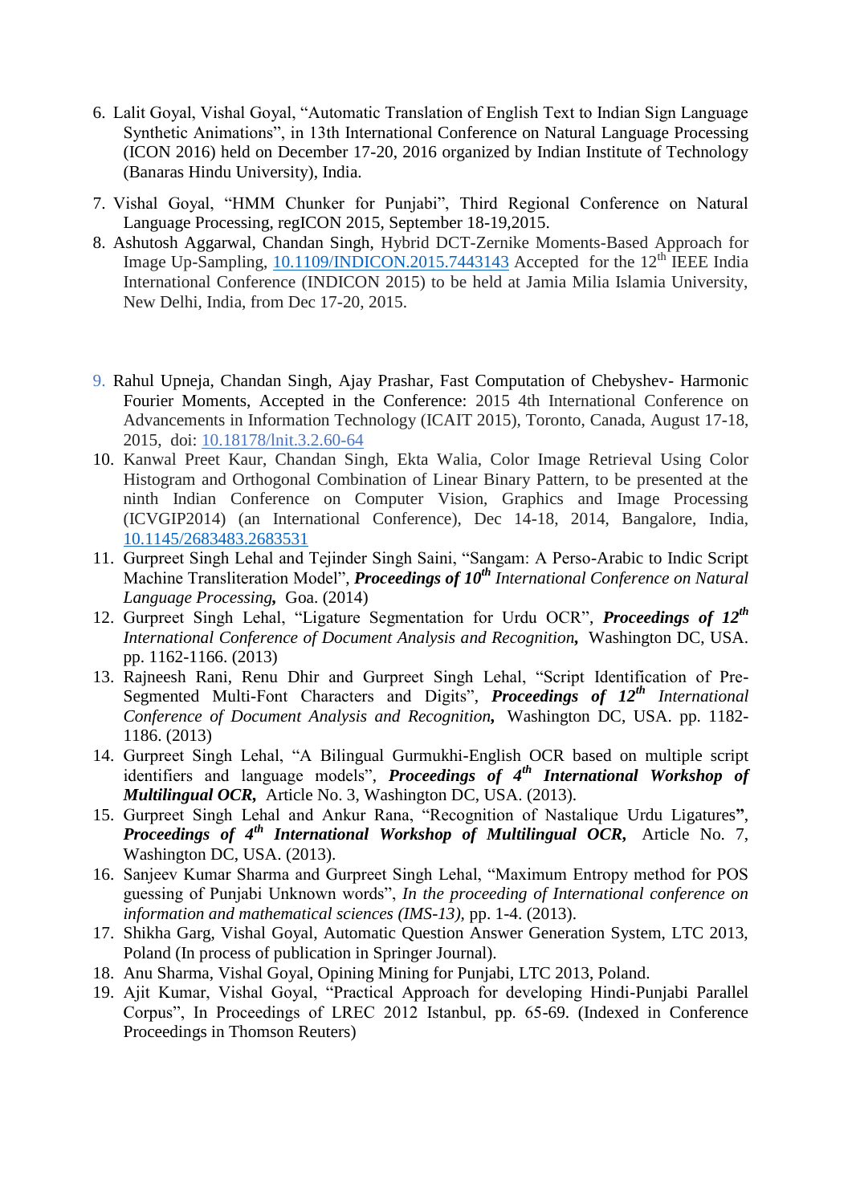6. Lalit Goyal, Vishal Goyal, "Automatic Translation of English Text to Indian Sign Language Synthetic Animations", in 13th International Conference on Natural Language Processing (ICON 2016) held on December 17-20, 2016 organized by Indian Institute of Technology (Banaras Hindu University), India.
7. Vishal Goyal, "HMM Chunker for Punjabi", Third Regional Conference on Natural Language Processing, regICON 2015, September 18-19,2015.
8. Ashutosh Aggarwal, Chandan Singh, Hybrid DCT-Zernike Moments-Based Approach for Image Up-Sampling, [10.1109/INDICON.2015.7443143](10.1109/INDICON.2015.7443143) Accepted for the 12th IEEE India International Conference (INDICON 2015) to be held at Jamia Milia Islamia University, New Delhi, India, from Dec 17-20, 2015.
9. Rahul Upneja, Chandan Singh, Ajay Prashar, Fast Computation of Chebyshev- Harmonic Fourier Moments, Accepted in the Conference: 2015 4th International Conference on Advancements in Information Technology (ICAIT 2015), Toronto, Canada, August 17-18, 2015, doi: [10.18178/lnit.3.2.60-64](10.18178/lnit.3.2.60-64)
10. Kanwal Preet Kaur, Chandan Singh, Ekta Walia, Color Image Retrieval Using Color Histogram and Orthogonal Combination of Linear Binary Pattern, to be presented at the ninth Indian Conference on Computer Vision, Graphics and Image Processing (ICVGIP2014) (an International Conference), Dec 14-18, 2014, Bangalore, India, [10.1145/2683483.2683531](10.1145/2683483.2683531)
11. Gurpreet Singh Lehal and Tejinder Singh Saini, "Sangam: A Perso-Arabic to Indic Script Machine Transliteration Model", ***Proceedings of 10th*** *International Conference on Natural Language Processing*, Goa. (2014)
12. Gurpreet Singh Lehal, "Ligature Segmentation for Urdu OCR", ***Proceedings of 12th*** *International Conference of Document Analysis and Recognition*, Washington DC, USA. pp. 1162-1166. (2013)
13. Rajneesh Rani, Renu Dhir and Gurpreet Singh Lehal, "Script Identification of Pre-Segmented Multi-Font Characters and Digits", ***Proceedings of 12th*** *International Conference of Document Analysis and Recognition*, Washington DC, USA. pp. 1182-1186. (2013)
14. Gurpreet Singh Lehal, "A Bilingual Gurmukhi-English OCR based on multiple script identifiers and language models", ***Proceedings of 4th International Workshop of Multilingual OCR***, Article No. 3, Washington DC, USA. (2013).
15. Gurpreet Singh Lehal and Ankur Rana, "Recognition of Nastalique Urdu Ligatures", ***Proceedings of 4th International Workshop of Multilingual OCR***, Article No. 7, Washington DC, USA. (2013).
16. Sanjeev Kumar Sharma and Gurpreet Singh Lehal, "Maximum Entropy method for POS guessing of Punjabi Unknown words", *In the proceeding of International conference on information and mathematical sciences (IMS-13)*, pp. 1-4. (2013).
17. Shikha Garg, Vishal Goyal, Automatic Question Answer Generation System, LTC 2013, Poland (In process of publication in Springer Journal).
18. Anu Sharma, Vishal Goyal, Opining Mining for Punjabi, LTC 2013, Poland.
19. Ajit Kumar, Vishal Goyal, "Practical Approach for developing Hindi-Punjabi Parallel Corpus", In Proceedings of LREC 2012 Istanbul, pp. 65-69. (Indexed in Conference Proceedings in Thomson Reuters)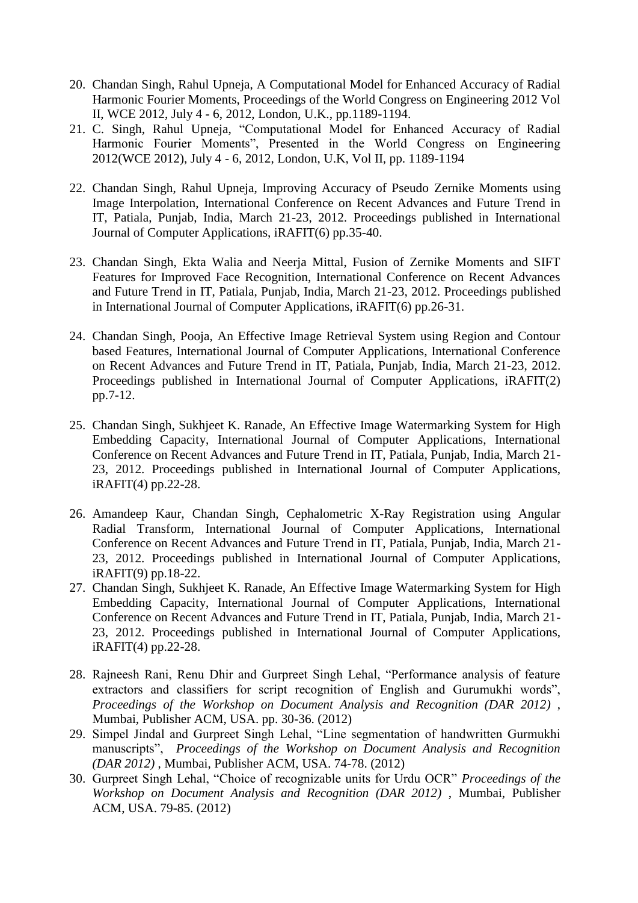20. Chandan Singh, Rahul Upneja, A Computational Model for Enhanced Accuracy of Radial Harmonic Fourier Moments, Proceedings of the World Congress on Engineering 2012 Vol II, WCE 2012, July 4 - 6, 2012, London, U.K., pp.1189-1194.
21. C. Singh, Rahul Upneja, "Computational Model for Enhanced Accuracy of Radial Harmonic Fourier Moments", Presented in the World Congress on Engineering 2012(WCE 2012), July 4 - 6, 2012, London, U.K, Vol II, pp. 1189-1194
22. Chandan Singh, Rahul Upneja, Improving Accuracy of Pseudo Zernike Moments using Image Interpolation, International Conference on Recent Advances and Future Trend in IT, Patiala, Punjab, India, March 21-23, 2012. Proceedings published in International Journal of Computer Applications, iRAFIT(6) pp.35-40.
23. Chandan Singh, Ekta Walia and Neerja Mittal, Fusion of Zernike Moments and SIFT Features for Improved Face Recognition, International Conference on Recent Advances and Future Trend in IT, Patiala, Punjab, India, March 21-23, 2012. Proceedings published in International Journal of Computer Applications, iRAFIT(6) pp.26-31.
24. Chandan Singh, Pooja, An Effective Image Retrieval System using Region and Contour based Features, International Journal of Computer Applications, International Conference on Recent Advances and Future Trend in IT, Patiala, Punjab, India, March 21-23, 2012. Proceedings published in International Journal of Computer Applications, iRAFIT(2) pp.7-12.
25. Chandan Singh, Sukhjeet K. Ranade, An Effective Image Watermarking System for High Embedding Capacity, International Journal of Computer Applications, International Conference on Recent Advances and Future Trend in IT, Patiala, Punjab, India, March 21-23, 2012. Proceedings published in International Journal of Computer Applications, iRAFIT(4) pp.22-28.
26. Amandeep Kaur, Chandan Singh, Cephalometric X-Ray Registration using Angular Radial Transform, International Journal of Computer Applications, International Conference on Recent Advances and Future Trend in IT, Patiala, Punjab, India, March 21-23, 2012. Proceedings published in International Journal of Computer Applications, iRAFIT(9) pp.18-22.
27. Chandan Singh, Sukhjeet K. Ranade, An Effective Image Watermarking System for High Embedding Capacity, International Journal of Computer Applications, International Conference on Recent Advances and Future Trend in IT, Patiala, Punjab, India, March 21-23, 2012. Proceedings published in International Journal of Computer Applications, iRAFIT(4) pp.22-28.
28. Rajneesh Rani, Renu Dhir and Gurpreet Singh Lehal, "Performance analysis of feature extractors and classifiers for script recognition of English and Gurumukhi words", *Proceedings of the Workshop on Document Analysis and Recognition (DAR 2012)* , Mumbai, Publisher ACM, USA. pp. 30-36. (2012)
29. Simpel Jindal and Gurpreet Singh Lehal, "Line segmentation of handwritten Gurmukhi manuscripts", *Proceedings of the Workshop on Document Analysis and Recognition (DAR 2012)* , Mumbai, Publisher ACM, USA. 74-78. (2012)
30. Gurpreet Singh Lehal, "Choice of recognizable units for Urdu OCR" *Proceedings of the Workshop on Document Analysis and Recognition (DAR 2012)* , Mumbai, Publisher ACM, USA. 79-85. (2012)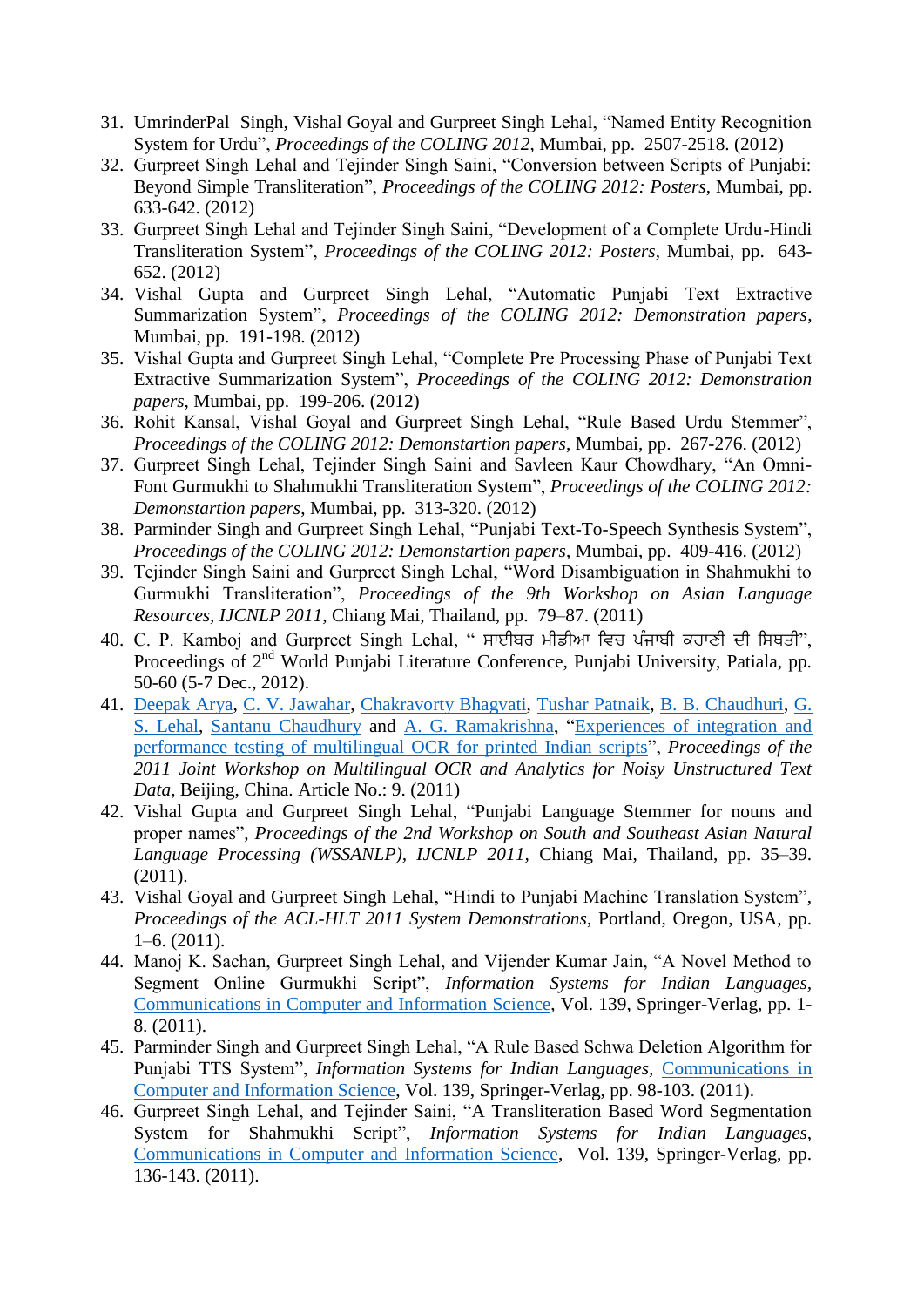31. UmrinderPal Singh, Vishal Goyal and Gurpreet Singh Lehal, "Named Entity Recognition System for Urdu", *Proceedings of the COLING 2012*, Mumbai, pp. 2507-2518. (2012)
32. Gurpreet Singh Lehal and Tejinder Singh Saini, "Conversion between Scripts of Punjabi: Beyond Simple Transliteration", *Proceedings of the COLING 2012: Posters*, Mumbai, pp. 633-642. (2012)
33. Gurpreet Singh Lehal and Tejinder Singh Saini, "Development of a Complete Urdu-Hindi Transliteration System", *Proceedings of the COLING 2012: Posters*, Mumbai, pp. 643-652. (2012)
34. Vishal Gupta and Gurpreet Singh Lehal, "Automatic Punjabi Text Extractive Summarization System", *Proceedings of the COLING 2012: Demonstration papers*, Mumbai, pp. 191-198. (2012)
35. Vishal Gupta and Gurpreet Singh Lehal, "Complete Pre Processing Phase of Punjabi Text Extractive Summarization System", *Proceedings of the COLING 2012: Demonstration papers*, Mumbai, pp. 199-206. (2012)
36. Rohit Kansal, Vishal Goyal and Gurpreet Singh Lehal, "Rule Based Urdu Stemmer", *Proceedings of the COLING 2012: Demonstartion papers*, Mumbai, pp. 267-276. (2012)
37. Gurpreet Singh Lehal, Tejinder Singh Saini and Savleen Kaur Chowdhary, "An Omni-Font Gurmukhi to Shahmukhi Transliteration System", *Proceedings of the COLING 2012: Demonstartion papers*, Mumbai, pp. 313-320. (2012)
38. Parminder Singh and Gurpreet Singh Lehal, "Punjabi Text-To-Speech Synthesis System", *Proceedings of the COLING 2012: Demonstartion papers*, Mumbai, pp. 409-416. (2012)
39. Tejinder Singh Saini and Gurpreet Singh Lehal, "Word Disambiguation in Shahmukhi to Gurmukhi Transliteration", *Proceedings of the 9th Workshop on Asian Language Resources, IJCNLP 2011*, Chiang Mai, Thailand, pp. 79–87. (2011)
40. C. P. Kamboj and Gurpreet Singh Lehal, " ਸਾਈਬਰ ਮੀਡੀਆ ਵਿਚ ਪੰਜਾਬੀ ਕਹਾਣੀ ਦੀ ਸਿਥਤੀ", Proceedings of 2nd World Punjabi Literature Conference, Punjabi University, Patiala, pp. 50-60 (5-7 Dec., 2012).
41. Deepak Arya, C. V. Jawahar, Chakravorty Bhagvati, Tushar Patnaik, B. B. Chaudhuri, G. S. Lehal, Santanu Chaudhury and A. G. Ramakrishna, "Experiences of integration and performance testing of multilingual OCR for printed Indian scripts", *Proceedings of the 2011 Joint Workshop on Multilingual OCR and Analytics for Noisy Unstructured Text Data*, Beijing, China. Article No.: 9. (2011)
42. Vishal Gupta and Gurpreet Singh Lehal, "Punjabi Language Stemmer for nouns and proper names", *Proceedings of the 2nd Workshop on South and Southeast Asian Natural Language Processing (WSSANLP), IJCNLP 2011*, Chiang Mai, Thailand, pp. 35–39. (2011).
43. Vishal Goyal and Gurpreet Singh Lehal, "Hindi to Punjabi Machine Translation System", *Proceedings of the ACL-HLT 2011 System Demonstrations*, Portland, Oregon, USA, pp. 1–6. (2011).
44. Manoj K. Sachan, Gurpreet Singh Lehal, and Vijender Kumar Jain, "A Novel Method to Segment Online Gurmukhi Script", *Information Systems for Indian Languages*, Communications in Computer and Information Science, Vol. 139, Springer-Verlag, pp. 1-8. (2011).
45. Parminder Singh and Gurpreet Singh Lehal, "A Rule Based Schwa Deletion Algorithm for Punjabi TTS System", *Information Systems for Indian Languages*, Communications in Computer and Information Science, Vol. 139, Springer-Verlag, pp. 98-103. (2011).
46. Gurpreet Singh Lehal, and Tejinder Saini, "A Transliteration Based Word Segmentation System for Shahmukhi Script", *Information Systems for Indian Languages*, Communications in Computer and Information Science, Vol. 139, Springer-Verlag, pp. 136-143. (2011).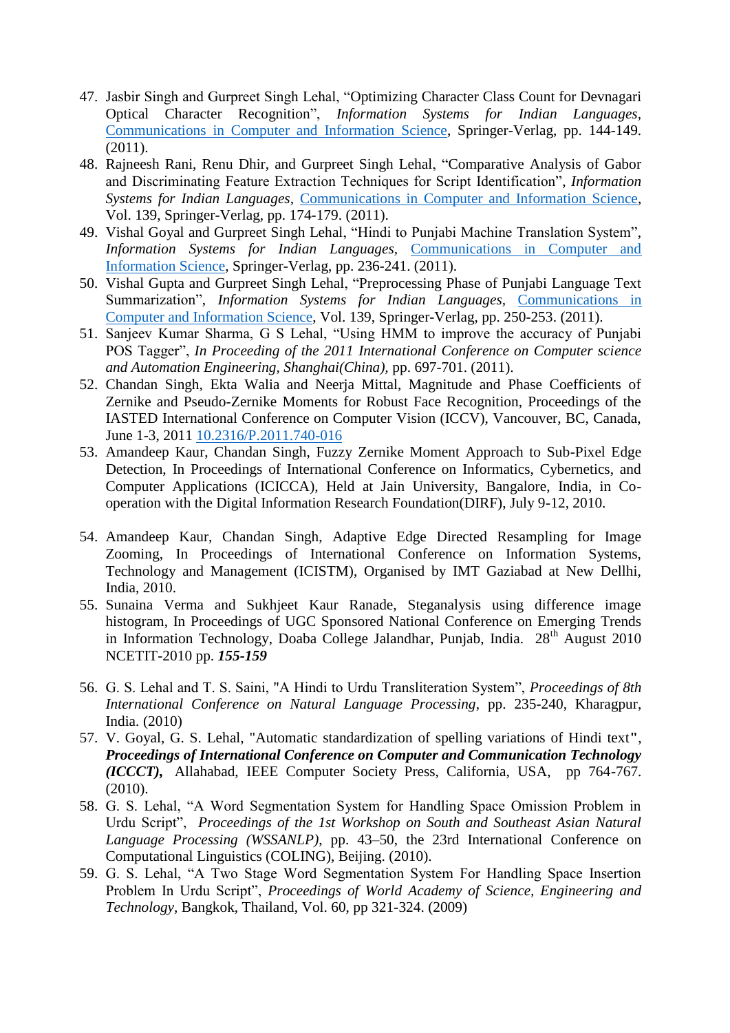47. Jasbir Singh and Gurpreet Singh Lehal, "Optimizing Character Class Count for Devnagari Optical Character Recognition", *Information Systems for Indian Languages*, Communications in Computer and Information Science, Springer-Verlag, pp. 144-149. (2011).
48. Rajneesh Rani, Renu Dhir, and Gurpreet Singh Lehal, "Comparative Analysis of Gabor and Discriminating Feature Extraction Techniques for Script Identification", *Information Systems for Indian Languages*, Communications in Computer and Information Science, Vol. 139, Springer-Verlag, pp. 174-179. (2011).
49. Vishal Goyal and Gurpreet Singh Lehal, "Hindi to Punjabi Machine Translation System", *Information Systems for Indian Languages*, Communications in Computer and Information Science, Springer-Verlag, pp. 236-241. (2011).
50. Vishal Gupta and Gurpreet Singh Lehal, "Preprocessing Phase of Punjabi Language Text Summarization", *Information Systems for Indian Languages*, Communications in Computer and Information Science, Vol. 139, Springer-Verlag, pp. 250-253. (2011).
51. Sanjeev Kumar Sharma, G S Lehal, "Using HMM to improve the accuracy of Punjabi POS Tagger", *In Proceeding of the 2011 International Conference on Computer science and Automation Engineering, Shanghai(China),* pp. 697-701. (2011).
52. Chandan Singh, Ekta Walia and Neerja Mittal, Magnitude and Phase Coefficients of Zernike and Pseudo-Zernike Moments for Robust Face Recognition, Proceedings of the IASTED International Conference on Computer Vision (ICCV), Vancouver, BC, Canada, June 1-3, 2011 10.2316/P.2011.740-016
53. Amandeep Kaur, Chandan Singh, Fuzzy Zernike Moment Approach to Sub-Pixel Edge Detection, In Proceedings of International Conference on Informatics, Cybernetics, and Computer Applications (ICICCA), Held at Jain University, Bangalore, India, in Co-operation with the Digital Information Research Foundation(DIRF), July 9-12, 2010.
54. Amandeep Kaur, Chandan Singh, Adaptive Edge Directed Resampling for Image Zooming, In Proceedings of International Conference on Information Systems, Technology and Management (ICISTM), Organised by IMT Gaziabad at New Dellhi, India, 2010.
55. Sunaina Verma and Sukhjeet Kaur Ranade, Steganalysis using difference image histogram, In Proceedings of UGC Sponsored National Conference on Emerging Trends in Information Technology, Doaba College Jalandhar, Punjab, India. 28th August 2010 NCETIT-2010 pp. ***155-159***
56. G. S. Lehal and T. S. Saini, "A Hindi to Urdu Transliteration System", *Proceedings of 8th International Conference on Natural Language Processing*, pp. 235-240, Kharagpur, India. (2010)
57. V. Goyal, G. S. Lehal, "Automatic standardization of spelling variations of Hindi text", ***Proceedings of International Conference on Computer and Communication Technology (ICCCT),*** Allahabad, IEEE Computer Society Press, California, USA, pp 764-767. (2010).
58. G. S. Lehal, "A Word Segmentation System for Handling Space Omission Problem in Urdu Script", *Proceedings of the 1st Workshop on South and Southeast Asian Natural Language Processing (WSSANLP)*, pp. 43–50, the 23rd International Conference on Computational Linguistics (COLING), Beijing. (2010).
59. G. S. Lehal, "A Two Stage Word Segmentation System For Handling Space Insertion Problem In Urdu Script", *Proceedings of World Academy of Science, Engineering and Technology*, Bangkok, Thailand, Vol. 60, pp 321-324. (2009)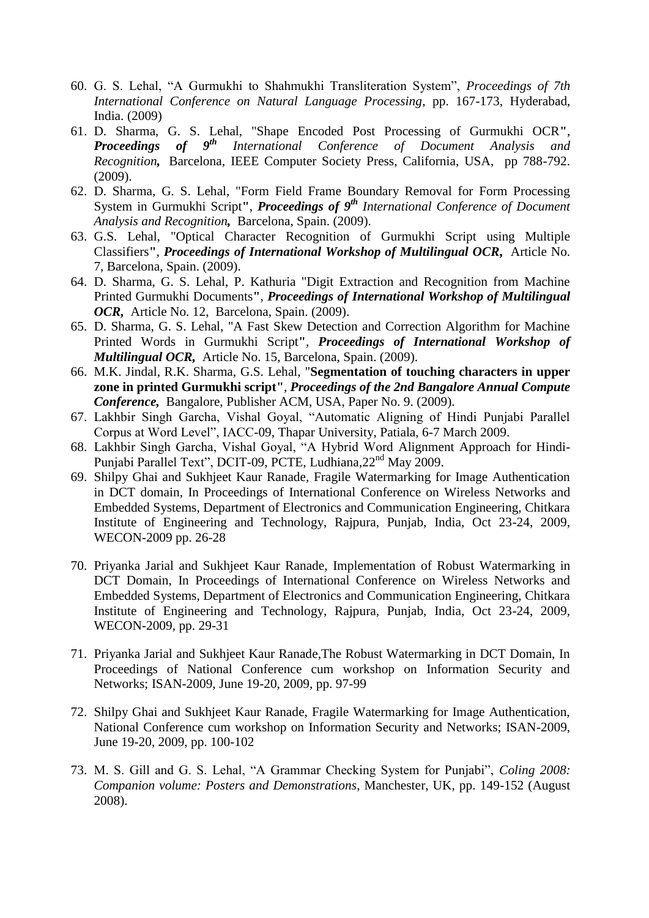60. G. S. Lehal, “A Gurmukhi to Shahmukhi Transliteration System”, *Proceedings of 7th International Conference on Natural Language Processing*, pp. 167-173, Hyderabad, India. (2009)
61. D. Sharma, G. S. Lehal, "Shape Encoded Post Processing of Gurmukhi OCR", ***Proceedings of 9th*** *International Conference of Document Analysis and Recognition,* Barcelona, IEEE Computer Society Press, California, USA, pp 788-792. (2009).
62. D. Sharma, G. S. Lehal, "Form Field Frame Boundary Removal for Form Processing System in Gurmukhi Script", ***Proceedings of 9th*** *International Conference of Document Analysis and Recognition,* Barcelona, Spain. (2009).
63. G.S. Lehal, "Optical Character Recognition of Gurmukhi Script using Multiple Classifiers", ***Proceedings of International Workshop of Multilingual OCR,*** Article No. 7, Barcelona, Spain. (2009).
64. D. Sharma, G. S. Lehal, P. Kathuria "Digit Extraction and Recognition from Machine Printed Gurmukhi Documents", ***Proceedings of International Workshop of Multilingual OCR,*** Article No. 12, Barcelona, Spain. (2009).
65. D. Sharma, G. S. Lehal, "A Fast Skew Detection and Correction Algorithm for Machine Printed Words in Gurmukhi Script", ***Proceedings of International Workshop of Multilingual OCR,*** Article No. 15, Barcelona, Spain. (2009).
66. M.K. Jindal, R.K. Sharma, G.S. Lehal, "**Segmentation of touching characters in upper zone in printed Gurmukhi script**", ***Proceedings of the 2nd Bangalore Annual Compute Conference,*** Bangalore, Publisher ACM, USA, Paper No. 9. (2009).
67. Lakhbir Singh Garcha, Vishal Goyal, “Automatic Aligning of Hindi Punjabi Parallel Corpus at Word Level”, IACC-09, Thapar University, Patiala, 6-7 March 2009.
68. Lakhbir Singh Garcha, Vishal Goyal, “A Hybrid Word Alignment Approach for Hindi-Punjabi Parallel Text”, DCIT-09, PCTE, Ludhiana,22nd May 2009.
69. Shilpy Ghai and Sukhjeet Kaur Ranade, Fragile Watermarking for Image Authentication in DCT domain, In Proceedings of International Conference on Wireless Networks and Embedded Systems, Department of Electronics and Communication Engineering, Chitkara Institute of Engineering and Technology, Rajpura, Punjab, India, Oct 23-24, 2009, WECON-2009 pp. 26-28
70. Priyanka Jarial and Sukhjeet Kaur Ranade, Implementation of Robust Watermarking in DCT Domain, In Proceedings of International Conference on Wireless Networks and Embedded Systems, Department of Electronics and Communication Engineering, Chitkara Institute of Engineering and Technology, Rajpura, Punjab, India, Oct 23-24, 2009, WECON-2009, pp. 29-31
71. Priyanka Jarial and Sukhjeet Kaur Ranade,The Robust Watermarking in DCT Domain, In Proceedings of National Conference cum workshop on Information Security and Networks; ISAN-2009, June 19-20, 2009, pp. 97-99
72. Shilpy Ghai and Sukhjeet Kaur Ranade, Fragile Watermarking for Image Authentication, National Conference cum workshop on Information Security and Networks; ISAN-2009, June 19-20, 2009, pp. 100-102
73. M. S. Gill and G. S. Lehal, “A Grammar Checking System for Punjabi”, *Coling 2008: Companion volume: Posters and Demonstrations*, Manchester, UK, pp. 149-152 (August 2008).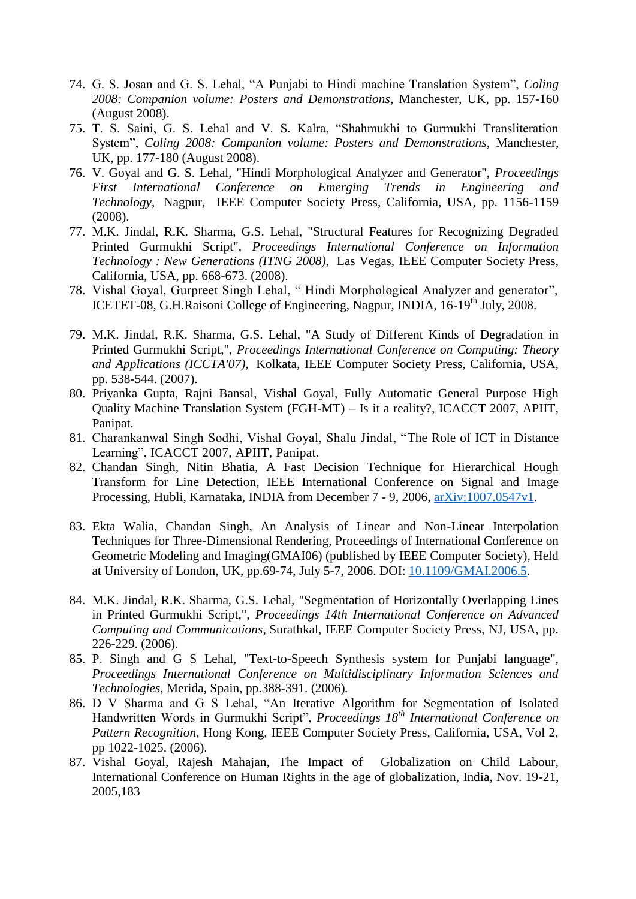74. G. S. Josan and G. S. Lehal, “A Punjabi to Hindi machine Translation System”, *Coling 2008: Companion volume: Posters and Demonstrations*, Manchester, UK, pp. 157-160 (August 2008).
75. T. S. Saini, G. S. Lehal and V. S. Kalra, “Shahmukhi to Gurmukhi Transliteration System”, *Coling 2008: Companion volume: Posters and Demonstrations*, Manchester, UK, pp. 177-180 (August 2008).
76. V. Goyal and G. S. Lehal, "Hindi Morphological Analyzer and Generator", *Proceedings First International Conference on Emerging Trends in Engineering and Technology*, Nagpur, IEEE Computer Society Press, California, USA, pp. 1156-1159 (2008).
77. M.K. Jindal, R.K. Sharma, G.S. Lehal, "Structural Features for Recognizing Degraded Printed Gurmukhi Script", *Proceedings International Conference on Information Technology : New Generations (ITNG 2008)*, Las Vegas, IEEE Computer Society Press, California, USA, pp. 668-673. (2008).
78. Vishal Goyal, Gurpreet Singh Lehal, “ Hindi Morphological Analyzer and generator”, ICETET-08, G.H.Raisoni College of Engineering, Nagpur, INDIA, 16-19th July, 2008.
79. M.K. Jindal, R.K. Sharma, G.S. Lehal, "A Study of Different Kinds of Degradation in Printed Gurmukhi Script,", *Proceedings International Conference on Computing: Theory and Applications (ICCTA'07)*, Kolkata, IEEE Computer Society Press, California, USA, pp. 538-544. (2007).
80. Priyanka Gupta, Rajni Bansal, Vishal Goyal, Fully Automatic General Purpose High Quality Machine Translation System (FGH-MT) – Is it a reality?, ICACCT 2007, APIIT, Panipat.
81. Charankanwal Singh Sodhi, Vishal Goyal, Shalu Jindal, “The Role of ICT in Distance Learning”, ICACCT 2007, APIIT, Panipat.
82. Chandan Singh, Nitin Bhatia, A Fast Decision Technique for Hierarchical Hough Transform for Line Detection, IEEE International Conference on Signal and Image Processing, Hubli, Karnataka, INDIA from December 7 - 9, 2006, arXiv:1007.0547v1.
83. Ekta Walia, Chandan Singh, An Analysis of Linear and Non-Linear Interpolation Techniques for Three-Dimensional Rendering, Proceedings of International Conference on Geometric Modeling and Imaging(GMAI06) (published by IEEE Computer Society), Held at University of London, UK, pp.69-74, July 5-7, 2006. DOI: 10.1109/GMAI.2006.5.
84. M.K. Jindal, R.K. Sharma, G.S. Lehal, "Segmentation of Horizontally Overlapping Lines in Printed Gurmukhi Script,", *Proceedings 14th International Conference on Advanced Computing and Communications*, Surathkal, IEEE Computer Society Press, NJ, USA, pp. 226-229. (2006).
85. P. Singh and G S Lehal, "Text-to-Speech Synthesis system for Punjabi language", *Proceedings International Conference on Multidisciplinary Information Sciences and Technologies*, Merida, Spain, pp.388-391. (2006).
86. D V Sharma and G S Lehal, “An Iterative Algorithm for Segmentation of Isolated Handwritten Words in Gurmukhi Script”, *Proceedings 18th International Conference on Pattern Recognition*, Hong Kong, IEEE Computer Society Press, California, USA, Vol 2, pp 1022-1025. (2006).
87. Vishal Goyal, Rajesh Mahajan, The Impact of Globalization on Child Labour, International Conference on Human Rights in the age of globalization, India, Nov. 19-21, 2005,183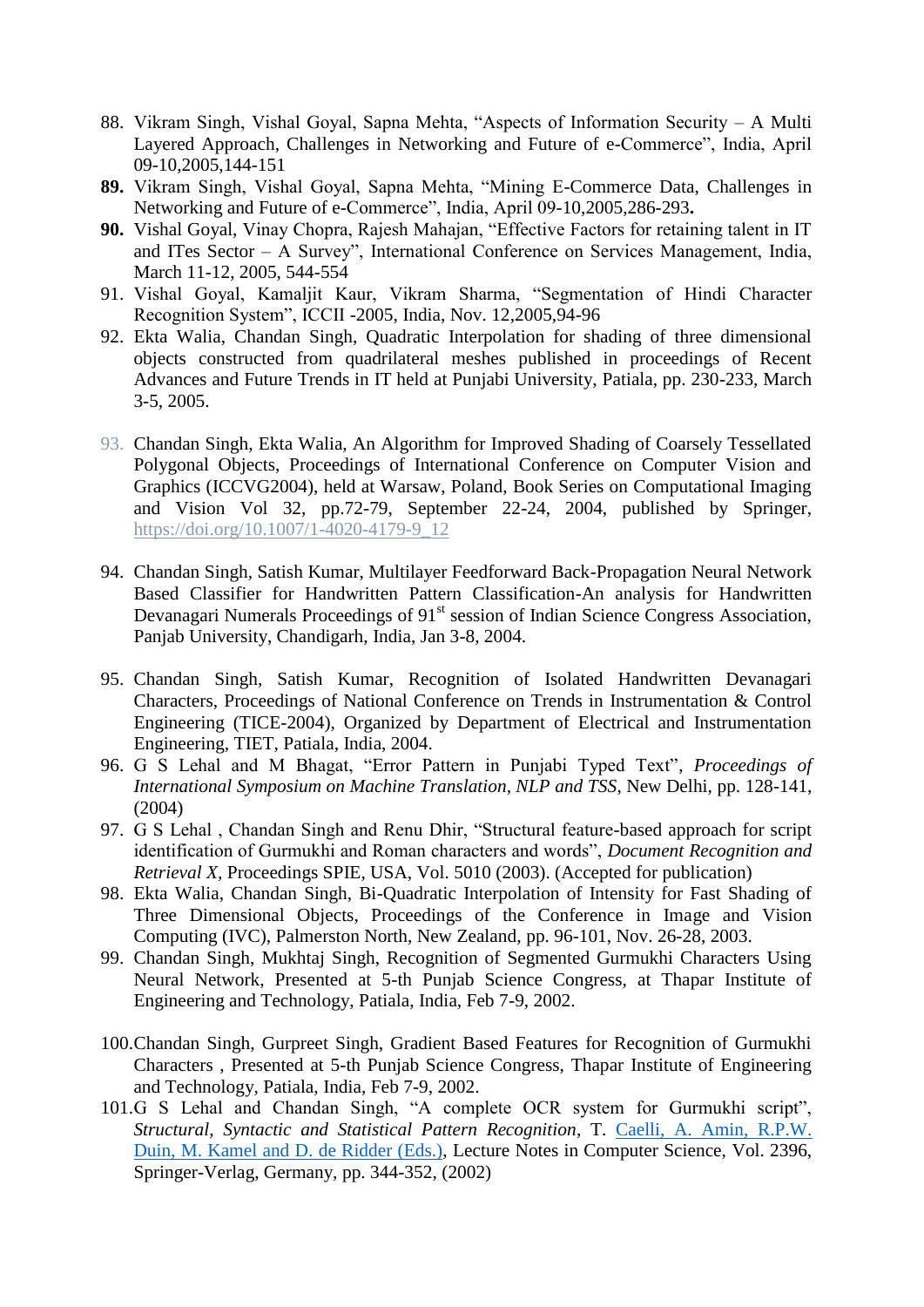88. Vikram Singh, Vishal Goyal, Sapna Mehta, "Aspects of Information Security – A Multi Layered Approach, Challenges in Networking and Future of e-Commerce", India, April 09-10,2005,144-151
89. Vikram Singh, Vishal Goyal, Sapna Mehta, "Mining E-Commerce Data, Challenges in Networking and Future of e-Commerce", India, April 09-10,2005,286-293.
90. Vishal Goyal, Vinay Chopra, Rajesh Mahajan, "Effective Factors for retaining talent in IT and ITes Sector – A Survey", International Conference on Services Management, India, March 11-12, 2005, 544-554
91. Vishal Goyal, Kamaljit Kaur, Vikram Sharma, "Segmentation of Hindi Character Recognition System", ICCII -2005, India, Nov. 12,2005,94-96
92. Ekta Walia, Chandan Singh, Quadratic Interpolation for shading of three dimensional objects constructed from quadrilateral meshes published in proceedings of Recent Advances and Future Trends in IT held at Punjabi University, Patiala, pp. 230-233, March 3-5, 2005.
93. Chandan Singh, Ekta Walia, An Algorithm for Improved Shading of Coarsely Tessellated Polygonal Objects, Proceedings of International Conference on Computer Vision and Graphics (ICCVG2004), held at Warsaw, Poland, Book Series on Computational Imaging and Vision Vol 32, pp.72-79, September 22-24, 2004, published by Springer, https://doi.org/10.1007/1-4020-4179-9_12
94. Chandan Singh, Satish Kumar, Multilayer Feedforward Back-Propagation Neural Network Based Classifier for Handwritten Pattern Classification-An analysis for Handwritten Devanagari Numerals Proceedings of 91st session of Indian Science Congress Association, Panjab University, Chandigarh, India, Jan 3-8, 2004.
95. Chandan Singh, Satish Kumar, Recognition of Isolated Handwritten Devanagari Characters, Proceedings of National Conference on Trends in Instrumentation & Control Engineering (TICE-2004), Organized by Department of Electrical and Instrumentation Engineering, TIET, Patiala, India, 2004.
96. G S Lehal and M Bhagat, "Error Pattern in Punjabi Typed Text", *Proceedings of International Symposium on Machine Translation, NLP and TSS*, New Delhi, pp. 128-141, (2004)
97. G S Lehal , Chandan Singh and Renu Dhir, "Structural feature-based approach for script identification of Gurmukhi and Roman characters and words", *Document Recognition and Retrieval X*, Proceedings SPIE, USA, Vol. 5010 (2003). (Accepted for publication)
98. Ekta Walia, Chandan Singh, Bi-Quadratic Interpolation of Intensity for Fast Shading of Three Dimensional Objects, Proceedings of the Conference in Image and Vision Computing (IVC), Palmerston North, New Zealand, pp. 96-101, Nov. 26-28, 2003.
99. Chandan Singh, Mukhtaj Singh, Recognition of Segmented Gurmukhi Characters Using Neural Network, Presented at 5-th Punjab Science Congress, at Thapar Institute of Engineering and Technology, Patiala, India, Feb 7-9, 2002.
100. Chandan Singh, Gurpreet Singh, Gradient Based Features for Recognition of Gurmukhi Characters , Presented at 5-th Punjab Science Congress, Thapar Institute of Engineering and Technology, Patiala, India, Feb 7-9, 2002.
101. G S Lehal and Chandan Singh, "A complete OCR system for Gurmukhi script", *Structural, Syntactic and Statistical Pattern Recognition*, T. Caelli, A. Amin, R.P.W. Duin, M. Kamel and D. de Ridder (Eds.), Lecture Notes in Computer Science, Vol. 2396, Springer-Verlag, Germany, pp. 344-352, (2002)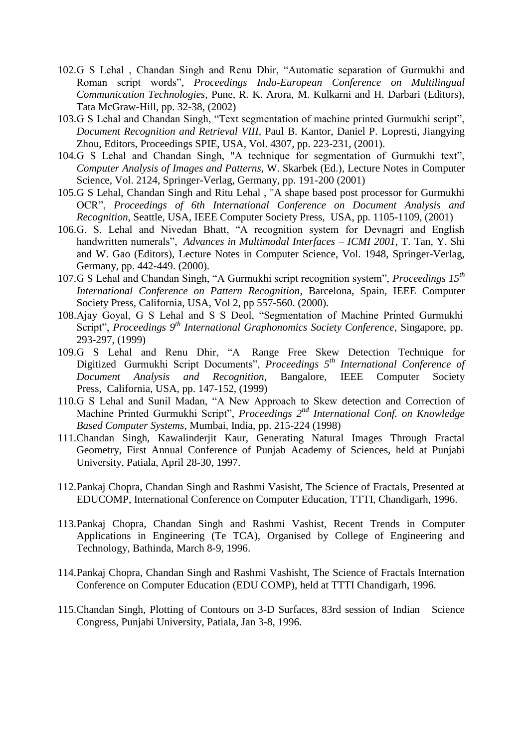102. G S Lehal , Chandan Singh and Renu Dhir, “Automatic separation of Gurmukhi and Roman script words”, *Proceedings Indo-European Conference on Multilingual Communication Technologies,* Pune, R. K. Arora, M. Kulkarni and H. Darbari (Editors), Tata McGraw-Hill, pp. 32-38, (2002)
103. G S Lehal and Chandan Singh, “Text segmentation of machine printed Gurmukhi script”, *Document Recognition and Retrieval VIII*, Paul B. Kantor, Daniel P. Lopresti, Jiangying Zhou, Editors, Proceedings SPIE, USA, Vol. 4307, pp. 223-231, (2001).
104. G S Lehal and Chandan Singh, "A technique for segmentation of Gurmukhi text", *Computer Analysis of Images and Patterns,* W. Skarbek (Ed.), Lecture Notes in Computer Science, Vol. 2124, Springer-Verlag, Germany, pp. 191-200 (2001)
105. G S Lehal, Chandan Singh and Ritu Lehal , "A shape based post processor for Gurmukhi OCR”, *Proceedings of 6th International Conference on Document Analysis and Recognition,* Seattle, USA, IEEE Computer Society Press, USA, pp. 1105-1109, (2001)
106. G. S. Lehal and Nivedan Bhatt, “A recognition system for Devnagri and English handwritten numerals”, *Advances in Multimodal Interfaces – ICMI 2001*, T. Tan, Y. Shi and W. Gao (Editors), Lecture Notes in Computer Science, Vol. 1948, Springer-Verlag, Germany, pp. 442-449. (2000).
107. G S Lehal and Chandan Singh, “A Gurmukhi script recognition system”, *Proceedings 15th International Conference on Pattern Recognition*, Barcelona, Spain, IEEE Computer Society Press, California, USA, Vol 2, pp 557-560. (2000).
108. Ajay Goyal, G S Lehal and S S Deol, “Segmentation of Machine Printed Gurmukhi Script”, *Proceedings 9th International Graphonomics Society Conference*, Singapore, pp. 293-297, (1999)
109. G S Lehal and Renu Dhir, “A Range Free Skew Detection Technique for Digitized Gurmukhi Script Documents”, *Proceedings 5th International Conference of Document Analysis and Recognition,* Bangalore, IEEE Computer Society Press, California, USA, pp. 147-152, (1999)
110. G S Lehal and Sunil Madan, “A New Approach to Skew detection and Correction of Machine Printed Gurmukhi Script”, *Proceedings 2nd International Conf. on Knowledge Based Computer Systems,* Mumbai, India, pp. 215-224 (1998)
111. Chandan Singh, Kawalinderjit Kaur, Generating Natural Images Through Fractal Geometry, First Annual Conference of Punjab Academy of Sciences, held at Punjabi University, Patiala, April 28-30, 1997.
112. Pankaj Chopra, Chandan Singh and Rashmi Vasisht, The Science of Fractals, Presented at EDUCOMP, International Conference on Computer Education, TTTI, Chandigarh, 1996.
113. Pankaj Chopra, Chandan Singh and Rashmi Vashist, Recent Trends in Computer Applications in Engineering (Te TCA), Organised by College of Engineering and Technology, Bathinda, March 8-9, 1996.
114. Pankaj Chopra, Chandan Singh and Rashmi Vashisht, The Science of Fractals Internation Conference on Computer Education (EDU COMP), held at TTTI Chandigarh, 1996.
115. Chandan Singh, Plotting of Contours on 3-D Surfaces, 83rd session of Indian Science Congress, Punjabi University, Patiala, Jan 3-8, 1996.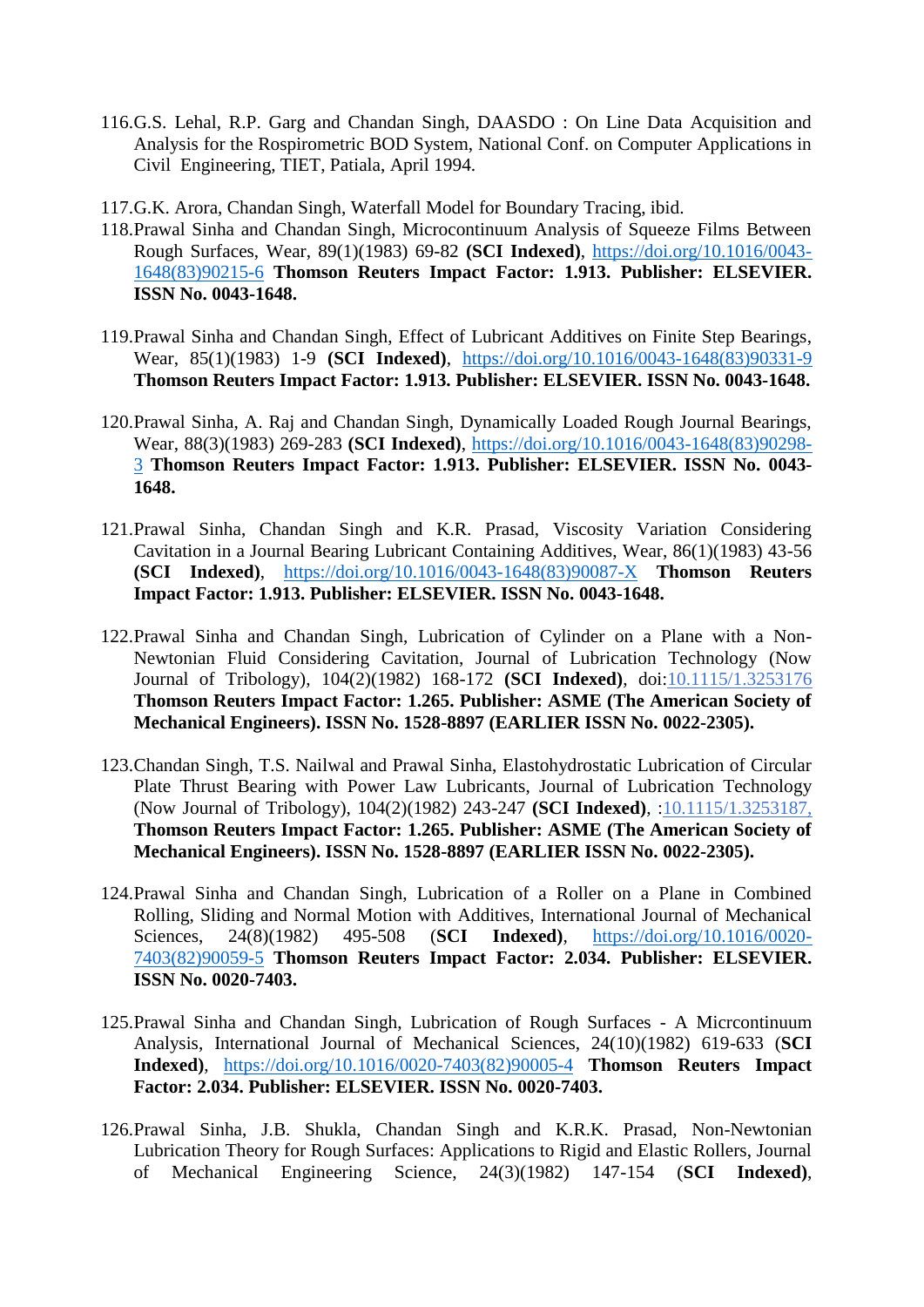116. G.S. Lehal, R.P. Garg and Chandan Singh, DAASDO : On Line Data Acquisition and Analysis for the Rospirometric BOD System, National Conf. on Computer Applications in Civil Engineering, TIET, Patiala, April 1994.

117. G.K. Arora, Chandan Singh, Waterfall Model for Boundary Tracing, ibid.

118. Prawal Sinha and Chandan Singh, Microcontinuum Analysis of Squeeze Films Between Rough Surfaces, Wear, 89(1)(1983) 69-82 **(SCI Indexed)**, https://doi.org/10.1016/0043-1648(83)90215-6 **Thomson Reuters Impact Factor: 1.913. Publisher: ELSEVIER. ISSN No. 0043-1648.**

119. Prawal Sinha and Chandan Singh, Effect of Lubricant Additives on Finite Step Bearings, Wear, 85(1)(1983) 1-9 **(SCI Indexed)**, https://doi.org/10.1016/0043-1648(83)90331-9 **Thomson Reuters Impact Factor: 1.913. Publisher: ELSEVIER. ISSN No. 0043-1648.**

120. Prawal Sinha, A. Raj and Chandan Singh, Dynamically Loaded Rough Journal Bearings, Wear, 88(3)(1983) 269-283 **(SCI Indexed)**, https://doi.org/10.1016/0043-1648(83)90298-3 **Thomson Reuters Impact Factor: 1.913. Publisher: ELSEVIER. ISSN No. 0043-1648.**

121. Prawal Sinha, Chandan Singh and K.R. Prasad, Viscosity Variation Considering Cavitation in a Journal Bearing Lubricant Containing Additives, Wear, 86(1)(1983) 43-56 **(SCI Indexed)**, https://doi.org/10.1016/0043-1648(83)90087-X **Thomson Reuters Impact Factor: 1.913. Publisher: ELSEVIER. ISSN No. 0043-1648.**

122. Prawal Sinha and Chandan Singh, Lubrication of Cylinder on a Plane with a Non-Newtonian Fluid Considering Cavitation, Journal of Lubrication Technology (Now Journal of Tribology), 104(2)(1982) 168-172 **(SCI Indexed)**, doi:10.1115/1.3253176 **Thomson Reuters Impact Factor: 1.265. Publisher: ASME (The American Society of Mechanical Engineers). ISSN No. 1528-8897 (EARLIER ISSN No. 0022-2305).**

123. Chandan Singh, T.S. Nailwal and Prawal Sinha, Elastohydrostatic Lubrication of Circular Plate Thrust Bearing with Power Law Lubricants, Journal of Lubrication Technology (Now Journal of Tribology), 104(2)(1982) 243-247 **(SCI Indexed)**, :10.1115/1.3253187, **Thomson Reuters Impact Factor: 1.265. Publisher: ASME (The American Society of Mechanical Engineers). ISSN No. 1528-8897 (EARLIER ISSN No. 0022-2305).**

124. Prawal Sinha and Chandan Singh, Lubrication of a Roller on a Plane in Combined Rolling, Sliding and Normal Motion with Additives, International Journal of Mechanical Sciences, 24(8)(1982) 495-508 (**SCI Indexed)**, https://doi.org/10.1016/0020-7403(82)90059-5 **Thomson Reuters Impact Factor: 2.034. Publisher: ELSEVIER. ISSN No. 0020-7403.**

125. Prawal Sinha and Chandan Singh, Lubrication of Rough Surfaces - A Mircrcontinuum Analysis, International Journal of Mechanical Sciences, 24(10)(1982) 619-633 (**SCI Indexed)**, https://doi.org/10.1016/0020-7403(82)90005-4 **Thomson Reuters Impact Factor: 2.034. Publisher: ELSEVIER. ISSN No. 0020-7403.**

126. Prawal Sinha, J.B. Shukla, Chandan Singh and K.R.K. Prasad, Non-Newtonian Lubrication Theory for Rough Surfaces: Applications to Rigid and Elastic Rollers, Journal of Mechanical Engineering Science, 24(3)(1982) 147-154 (**SCI Indexed)**,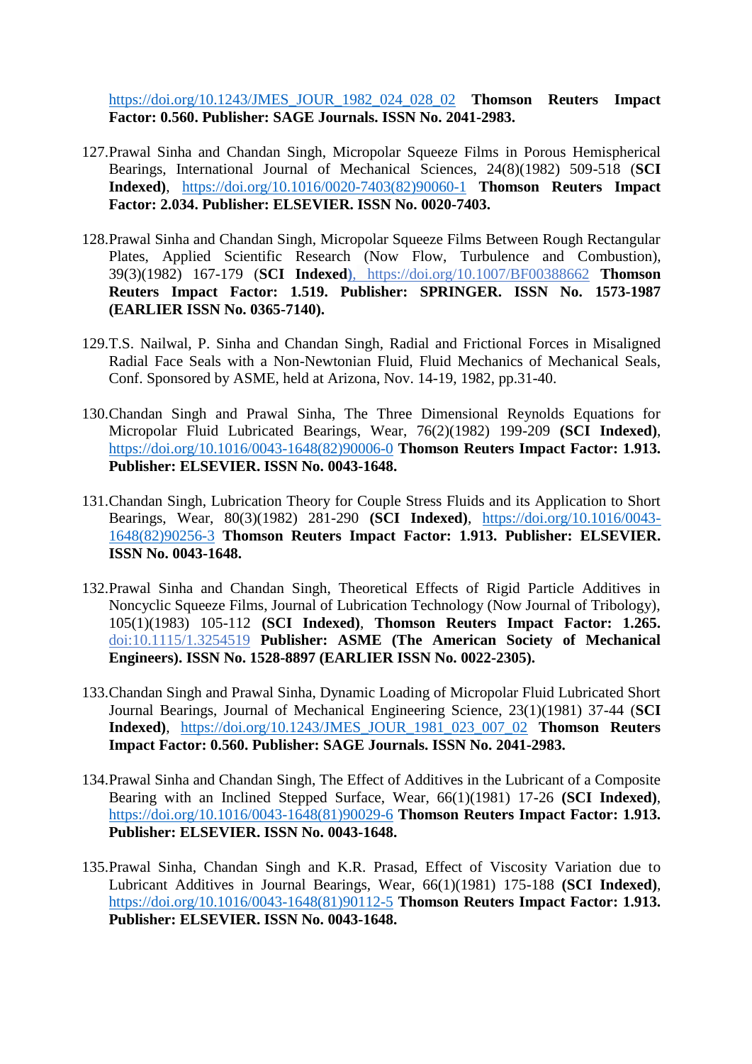https://doi.org/10.1243/JMES_JOUR_1982_024_028_02 **Thomson Reuters Impact Factor: 0.560. Publisher: SAGE Journals. ISSN No. 2041-2983.**

127. Prawal Sinha and Chandan Singh, Micropolar Squeeze Films in Porous Hemispherical Bearings, International Journal of Mechanical Sciences, 24(8)(1982) 509-518 (**SCI Indexed**), https://doi.org/10.1016/0020-7403(82)90060-1 **Thomson Reuters Impact Factor: 2.034. Publisher: ELSEVIER. ISSN No. 0020-7403.**

128. Prawal Sinha and Chandan Singh, Micropolar Squeeze Films Between Rough Rectangular Plates, Applied Scientific Research (Now Flow, Turbulence and Combustion), 39(3)(1982) 167-179 (**SCI Indexed**), https://doi.org/10.1007/BF00388662 **Thomson Reuters Impact Factor: 1.519. Publisher: SPRINGER. ISSN No. 1573-1987 (EARLIER ISSN No. 0365-7140).**

129. T.S. Nailwal, P. Sinha and Chandan Singh, Radial and Frictional Forces in Misaligned Radial Face Seals with a Non-Newtonian Fluid, Fluid Mechanics of Mechanical Seals, Conf. Sponsored by ASME, held at Arizona, Nov. 14-19, 1982, pp.31-40.

130. Chandan Singh and Prawal Sinha, The Three Dimensional Reynolds Equations for Micropolar Fluid Lubricated Bearings, Wear, 76(2)(1982) 199-209 **(SCI Indexed)**, https://doi.org/10.1016/0043-1648(82)90006-0 **Thomson Reuters Impact Factor: 1.913. Publisher: ELSEVIER. ISSN No. 0043-1648.**

131. Chandan Singh, Lubrication Theory for Couple Stress Fluids and its Application to Short Bearings, Wear, 80(3)(1982) 281-290 **(SCI Indexed)**, https://doi.org/10.1016/0043-1648(82)90256-3 **Thomson Reuters Impact Factor: 1.913. Publisher: ELSEVIER. ISSN No. 0043-1648.**

132. Prawal Sinha and Chandan Singh, Theoretical Effects of Rigid Particle Additives in Noncyclic Squeeze Films, Journal of Lubrication Technology (Now Journal of Tribology), 105(1)(1983) 105-112 **(SCI Indexed)**, **Thomson Reuters Impact Factor: 1.265.** doi:10.1115/1.3254519 **Publisher: ASME (The American Society of Mechanical Engineers). ISSN No. 1528-8897 (EARLIER ISSN No. 0022-2305).**

133. Chandan Singh and Prawal Sinha, Dynamic Loading of Micropolar Fluid Lubricated Short Journal Bearings, Journal of Mechanical Engineering Science, 23(1)(1981) 37-44 (**SCI Indexed**), https://doi.org/10.1243/JMES_JOUR_1981_023_007_02 **Thomson Reuters Impact Factor: 0.560. Publisher: SAGE Journals. ISSN No. 2041-2983.**

134. Prawal Sinha and Chandan Singh, The Effect of Additives in the Lubricant of a Composite Bearing with an Inclined Stepped Surface, Wear, 66(1)(1981) 17-26 **(SCI Indexed)**, https://doi.org/10.1016/0043-1648(81)90029-6 **Thomson Reuters Impact Factor: 1.913. Publisher: ELSEVIER. ISSN No. 0043-1648.**

135. Prawal Sinha, Chandan Singh and K.R. Prasad, Effect of Viscosity Variation due to Lubricant Additives in Journal Bearings, Wear, 66(1)(1981) 175-188 **(SCI Indexed)**, https://doi.org/10.1016/0043-1648(81)90112-5 **Thomson Reuters Impact Factor: 1.913. Publisher: ELSEVIER. ISSN No. 0043-1648.**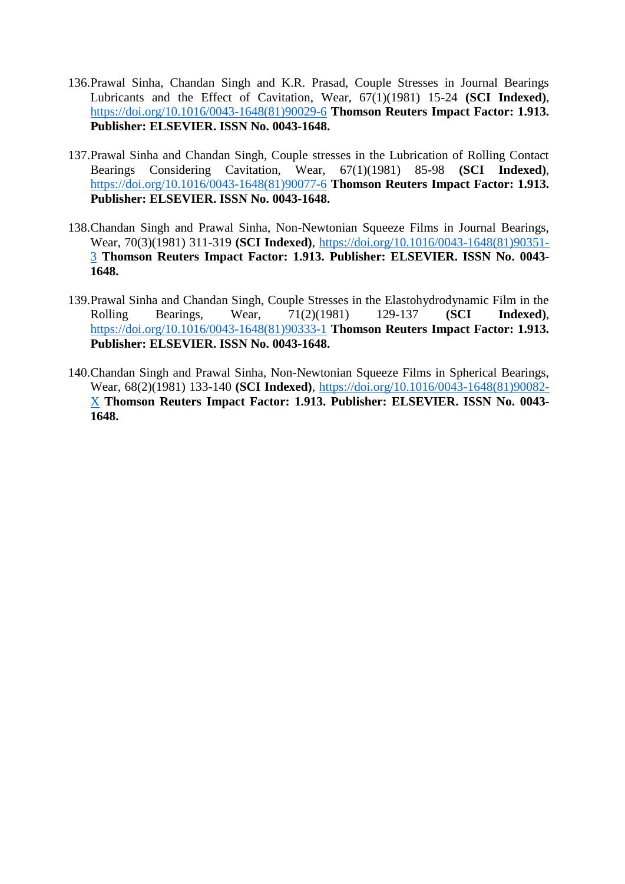136. Prawal Sinha, Chandan Singh and K.R. Prasad, Couple Stresses in Journal Bearings Lubricants and the Effect of Cavitation, Wear, 67(1)(1981) 15-24 **(SCI Indexed)**, https://doi.org/10.1016/0043-1648(81)90029-6 **Thomson Reuters Impact Factor: 1.913. Publisher: ELSEVIER. ISSN No. 0043-1648.**

137. Prawal Sinha and Chandan Singh, Couple stresses in the Lubrication of Rolling Contact Bearings Considering Cavitation, Wear, 67(1)(1981) 85-98 **(SCI Indexed)**, https://doi.org/10.1016/0043-1648(81)90077-6 **Thomson Reuters Impact Factor: 1.913. Publisher: ELSEVIER. ISSN No. 0043-1648.**

138. Chandan Singh and Prawal Sinha, Non-Newtonian Squeeze Films in Journal Bearings, Wear, 70(3)(1981) 311-319 **(SCI Indexed)**, https://doi.org/10.1016/0043-1648(81)90351-3 **Thomson Reuters Impact Factor: 1.913. Publisher: ELSEVIER. ISSN No. 0043-1648.**

139. Prawal Sinha and Chandan Singh, Couple Stresses in the Elastohydrodynamic Film in the Rolling Bearings, Wear, 71(2)(1981) 129-137 **(SCI Indexed)**, https://doi.org/10.1016/0043-1648(81)90333-1 **Thomson Reuters Impact Factor: 1.913. Publisher: ELSEVIER. ISSN No. 0043-1648.**

140. Chandan Singh and Prawal Sinha, Non-Newtonian Squeeze Films in Spherical Bearings, Wear, 68(2)(1981) 133-140 **(SCI Indexed)**, https://doi.org/10.1016/0043-1648(81)90082-X **Thomson Reuters Impact Factor: 1.913. Publisher: ELSEVIER. ISSN No. 0043-1648.**